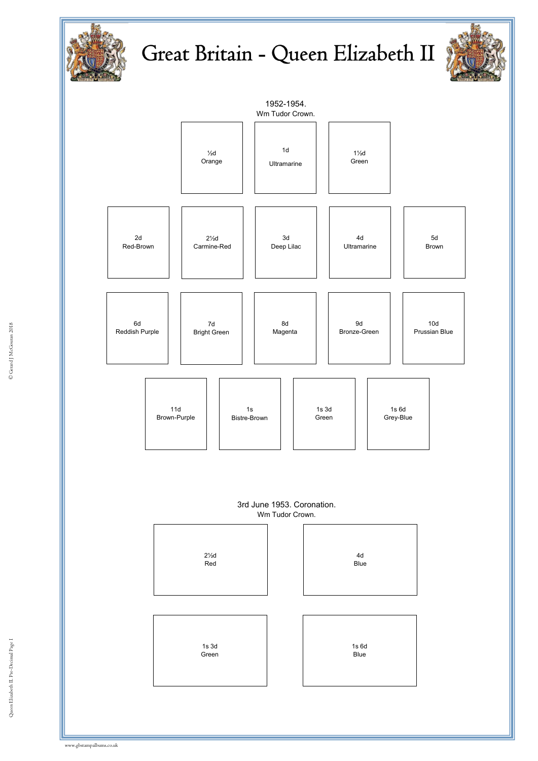# Great Britain - Queen Elizabeth II

1952-1954.
Wm Tudor Crown.

½d
Orange

1d
Ultramarine

1½d
Green

2d
Red-Brown

2½d
Carmine-Red

3d
Deep Lilac

4d
Ultramarine

5d
Brown

6d
Reddish Purple

7d
Bright Green

8d
Magenta

9d
Bronze-Green

10d
Prussian Blue

11d
Brown-Purple

1s
Bistre-Brown

1s 3d
Green

1s 6d
Grey-Blue

3rd June 1953. Coronation.
Wm Tudor Crown.

2½d
Red

4d
Blue

1s 3d
Green

1s 6d
Blue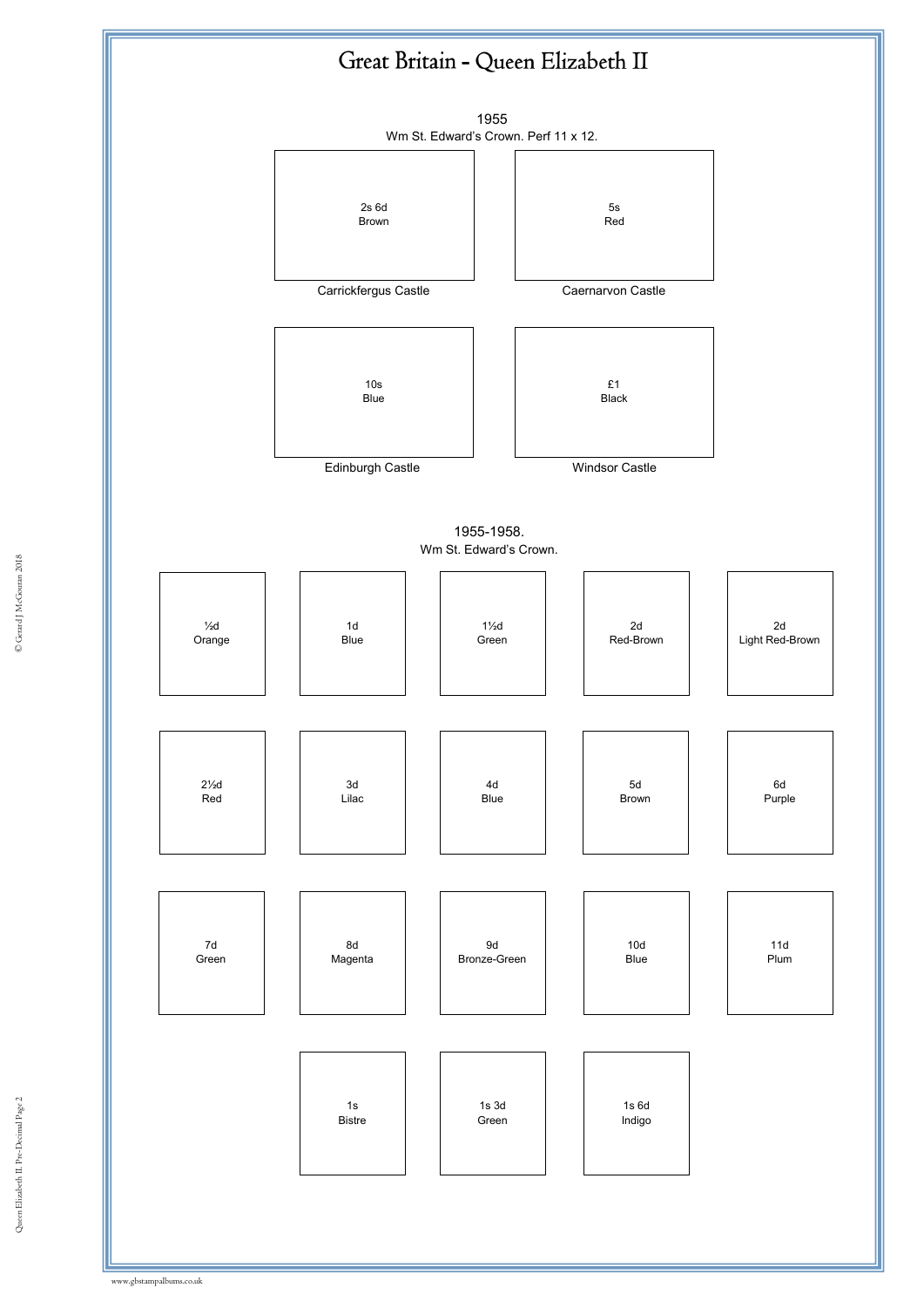# Great Britain - Queen Elizabeth II

## 1955

Wm St. Edward's Crown. Perf 11 x 12.

| | |
|---|---|
| 2s 6d<br>Brown | 5s<br>Red |
| Carrickfergus Castle | Caernarvon Castle |
| 10s<br>Blue | £1<br>Black |
| Edinburgh Castle | Windsor Castle |

## 1955-1958.

Wm St. Edward's Crown.

| | | | | |
|---|---|---|---|---|
| ½d<br>Orange | 1d<br>Blue | 1½d<br>Green | 2d<br>Red-Brown | 2d<br>Light Red-Brown |
| 2½d<br>Red | 3d<br>Lilac | 4d<br>Blue | 5d<br>Brown | 6d<br>Purple |
| 7d<br>Green | 8d<br>Magenta | 9d<br>Bronze-Green | 10d<br>Blue | 11d<br>Plum |
| | 1s<br>Bistre | 1s 3d<br>Green | 1s 6d<br>Indigo | |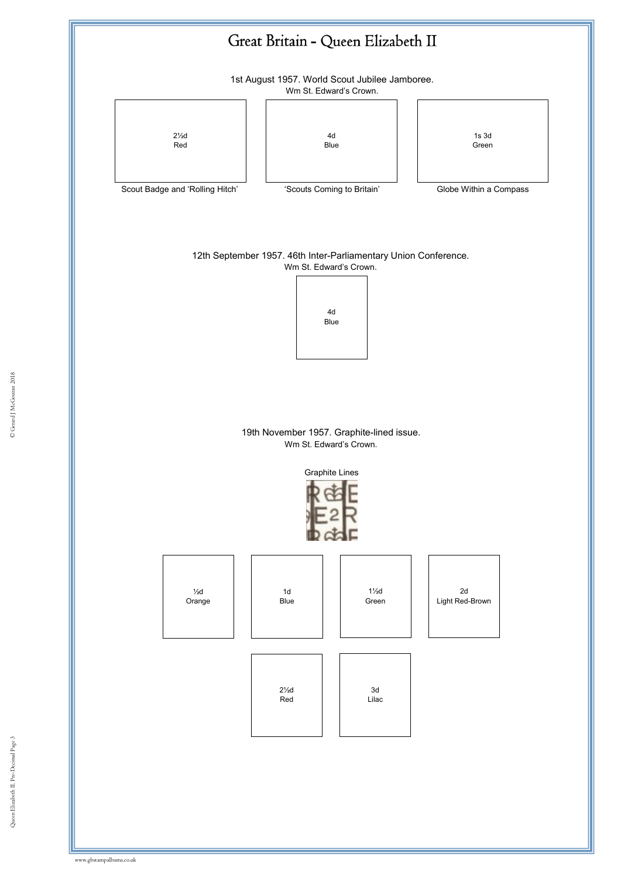# Great Britain - Queen Elizabeth II

1st August 1957. World Scout Jubilee Jamboree.
Wm St. Edward's Crown.

2½d
Red

Scout Badge and 'Rolling Hitch'

4d
Blue

'Scouts Coming to Britain'

1s 3d
Green

Globe Within a Compass

12th September 1957. 46th Inter-Parliamentary Union Conference.
Wm St. Edward's Crown.

4d
Blue

19th November 1957. Graphite-lined issue.
Wm St. Edward's Crown.

Graphite Lines

½d
Orange

1d
Blue

1½d
Green

2d
Light Red-Brown

2½d
Red

3d
Lilac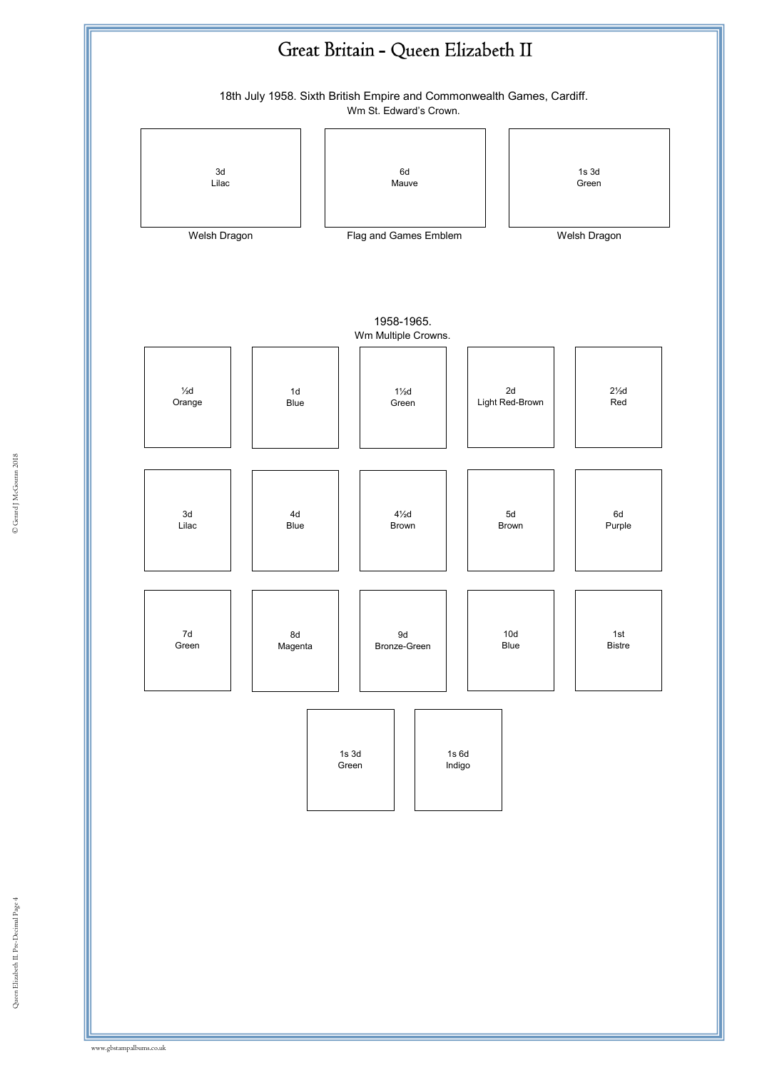# Great Britain - Queen Elizabeth II

18th July 1958. Sixth British Empire and Commonwealth Games, Cardiff.
Wm St. Edward's Crown.

| 3d Lilac | 6d Mauve | 1s 3d Green |
|---|---|---|
| Welsh Dragon | Flag and Games Emblem | Welsh Dragon |

1958-1965.
Wm Multiple Crowns.

| | | | | |
|---|---|---|---|---|
| ½d Orange | 1d Blue | 1½d Green | 2d Light Red-Brown | 2½d Red |
| 3d Lilac | 4d Blue | 4½d Brown | 5d Brown | 6d Purple |
| 7d Green | 8d Magenta | 9d Bronze-Green | 10d Blue | 1st Bistre |
| 1s 3d Green | 1s 6d Indigo | | | |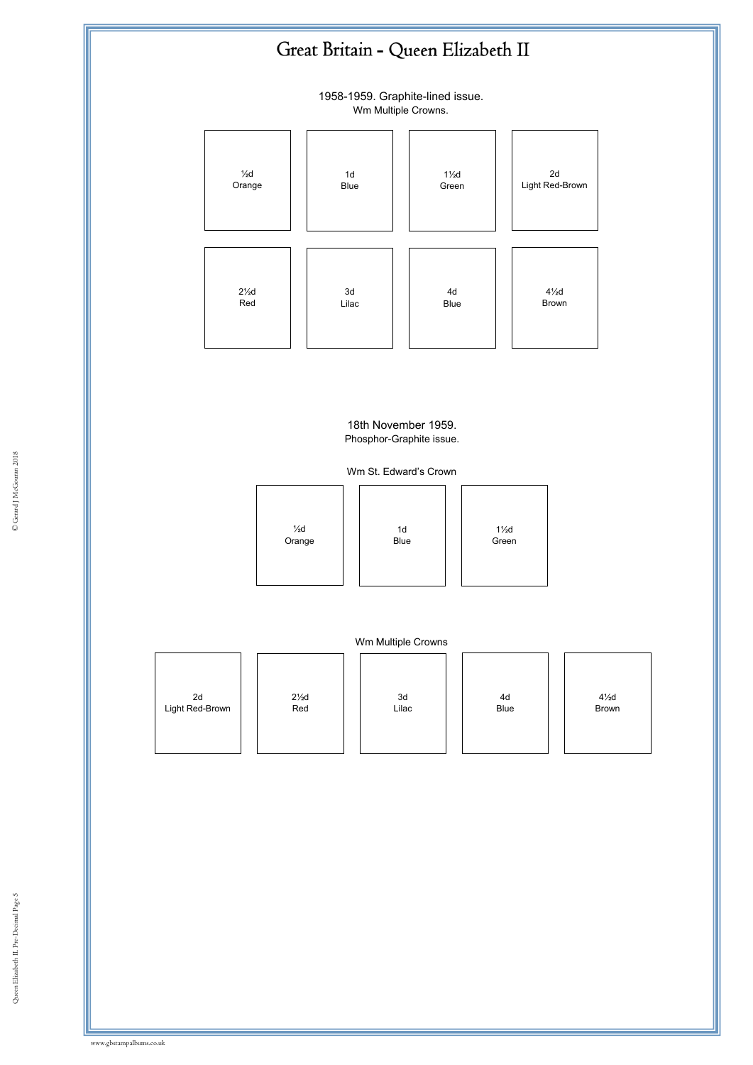# Great Britain - Queen Elizabeth II

1958-1959. Graphite-lined issue.
Wm Multiple Crowns.

| ½d Orange | 1d Blue | 1½d Green | 2d Light Red-Brown |
|---|---|---|---|
| 2½d Red | 3d Lilac | 4d Blue | 4½d Brown |

18th November 1959.
Phosphor-Graphite issue.

Wm St. Edward's Crown

| ½d Orange | 1d Blue | 1½d Green |
|---|---|---|

Wm Multiple Crowns

| 2d Light Red-Brown | 2½d Red | 3d Lilac | 4d Blue | 4½d Brown |
|---|---|---|---|---|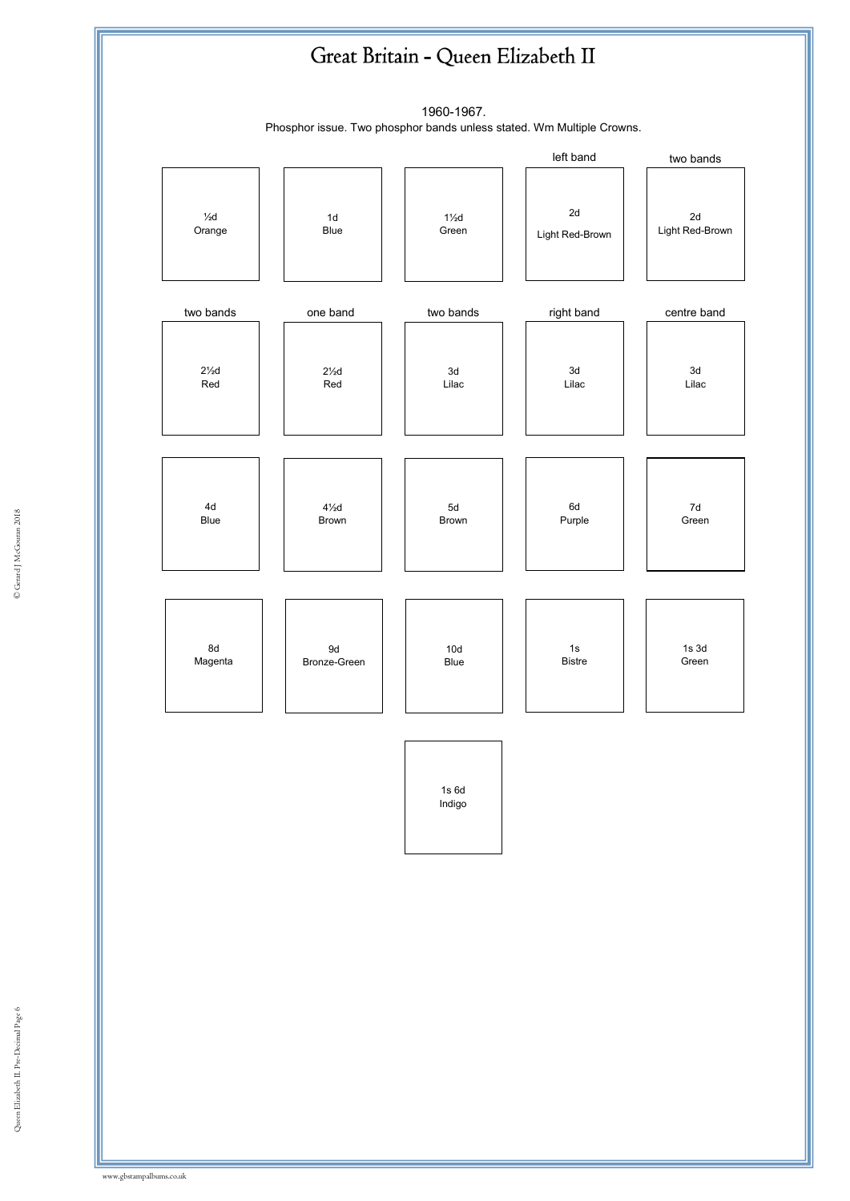# Great Britain - Queen Elizabeth II

1960-1967.

Phosphor issue. Two phosphor bands unless stated. Wm Multiple Crowns.

| | | | left band | two bands |
|---|---|---|---|---|
| ½d Orange | 1d Blue | 1½d Green | 2d Light Red-Brown | 2d Light Red-Brown |
| two bands | one band | two bands | right band | centre band |
| 2½d Red | 2½d Red | 3d Lilac | 3d Lilac | 3d Lilac |
| 4d Blue | 4½d Brown | 5d Brown | 6d Purple | 7d Green |
| 8d Magenta | 9d Bronze-Green | 10d Blue | 1s Bistre | 1s 3d Green |
| | | 1s 6d Indigo | | |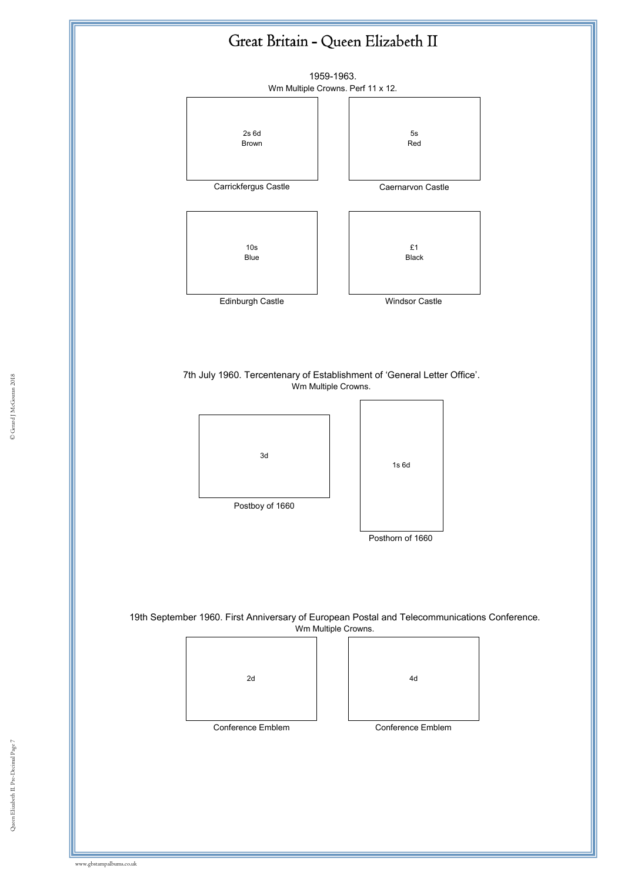# Great Britain - Queen Elizabeth II

1959-1963.
Wm Multiple Crowns. Perf 11 x 12.

2s 6d
Brown

Carrickfergus Castle

5s
Red

Caernarvon Castle

10s
Blue

Edinburgh Castle

£1
Black

Windsor Castle

7th July 1960. Tercentenary of Establishment of 'General Letter Office'.
Wm Multiple Crowns.

3d

Postboy of 1660

1s 6d

Posthorn of 1660

19th September 1960. First Anniversary of European Postal and Telecommunications Conference.
Wm Multiple Crowns.

2d

Conference Emblem

4d

Conference Emblem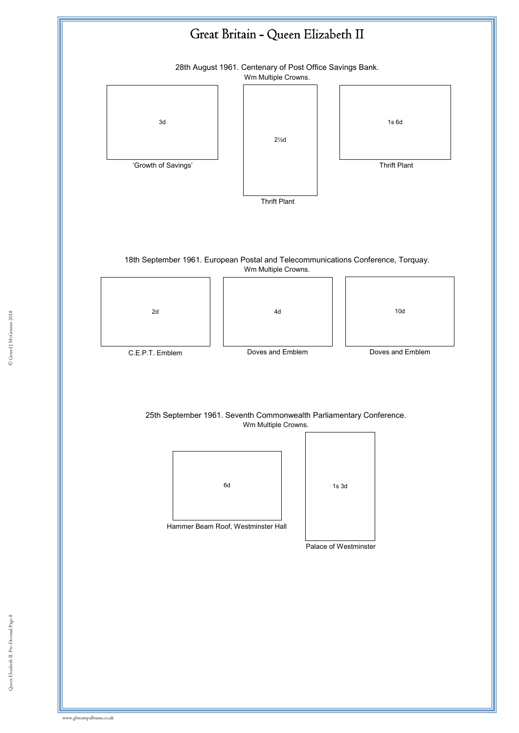# Great Britain - Queen Elizabeth II

## 28th August 1961. Centenary of Post Office Savings Bank.

Wm Multiple Crowns.

3d

'Growth of Savings'

2½d

Thrift Plant

1s 6d

Thrift Plant

## 18th September 1961. European Postal and Telecommunications Conference, Torquay.

Wm Multiple Crowns.

2d

C.E.P.T. Emblem

4d

Doves and Emblem

10d

Doves and Emblem

## 25th September 1961. Seventh Commonwealth Parliamentary Conference.

Wm Multiple Crowns.

6d

Hammer Beam Roof, Westminster Hall

1s 3d

Palace of Westminster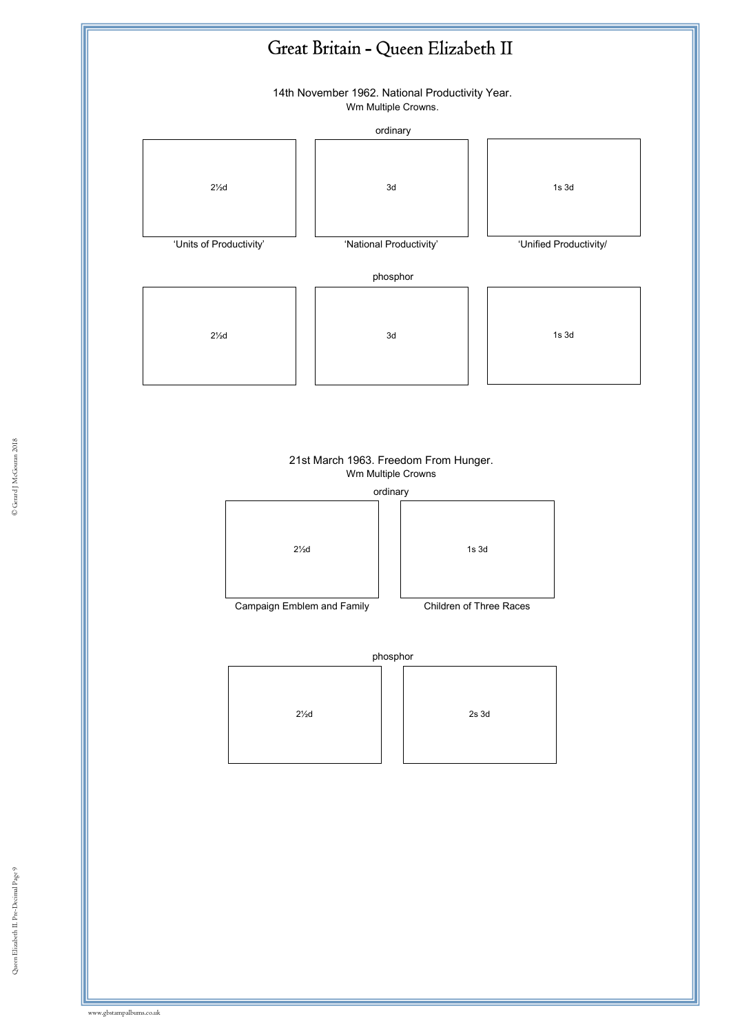# Great Britain - Queen Elizabeth II

14th November 1962. National Productivity Year.
Wm Multiple Crowns.

ordinary

| 2½d | 3d | 1s 3d |
|---|---|---|
| 'Units of Productivity' | 'National Productivity' | 'Unified Productivity/ |

phosphor

| 2½d | 3d | 1s 3d |
|---|---|---|

21st March 1963. Freedom From Hunger.
Wm Multiple Crowns

ordinary

| 2½d | 1s 3d |
|---|---|
| Campaign Emblem and Family | Children of Three Races |

phosphor

| 2½d | 2s 3d |
|---|---|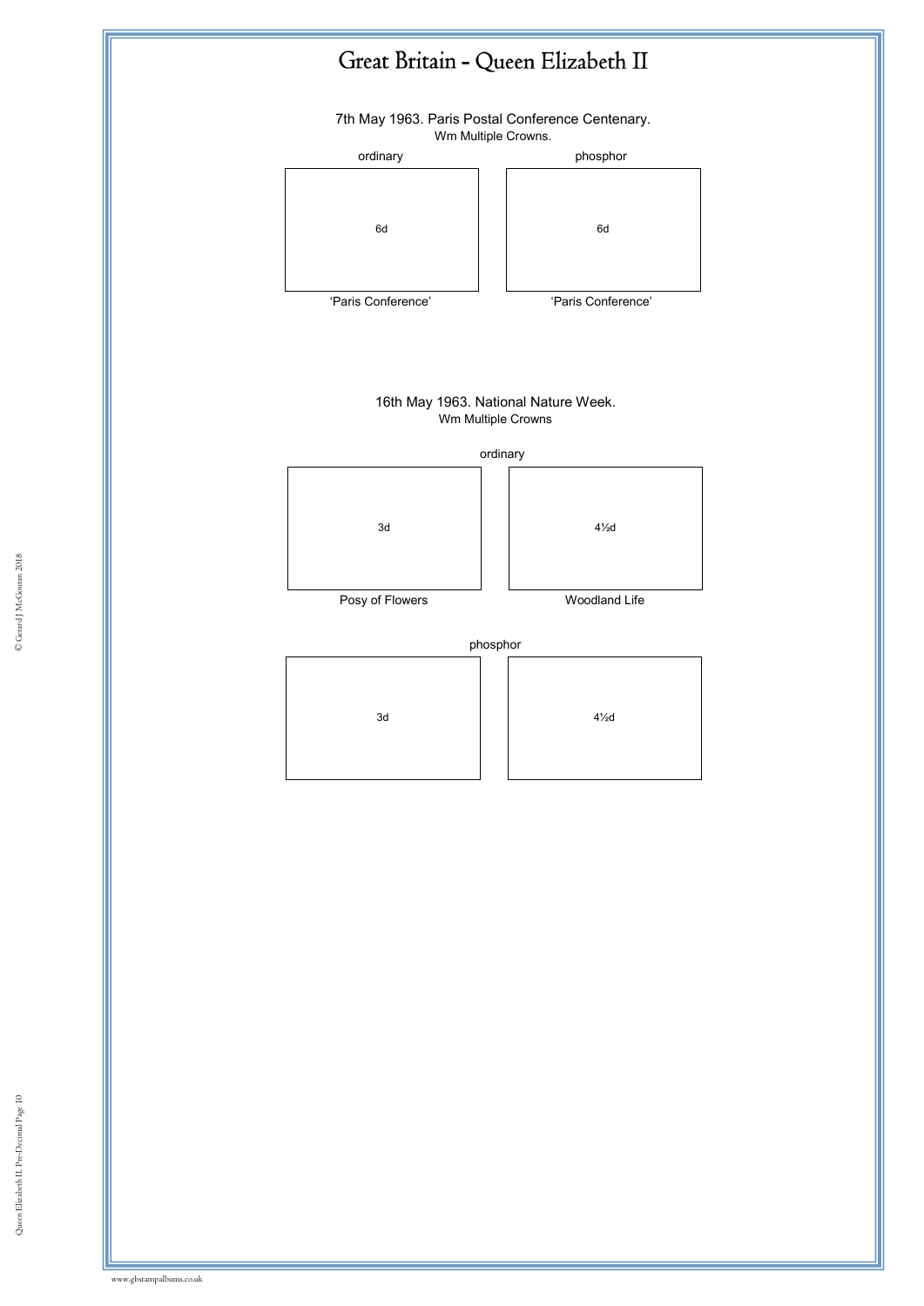# Great Britain - Queen Elizabeth II

7th May 1963. Paris Postal Conference Centenary.
Wm Multiple Crowns.

| ordinary | phosphor |
| --- | --- |
| 6d | 6d |
| 'Paris Conference' | 'Paris Conference' |

16th May 1963. National Nature Week.
Wm Multiple Crowns

ordinary

| 3d | 4½d |
| --- | --- |
| Posy of Flowers | Woodland Life |

phosphor

| 3d | 4½d |
| --- | --- |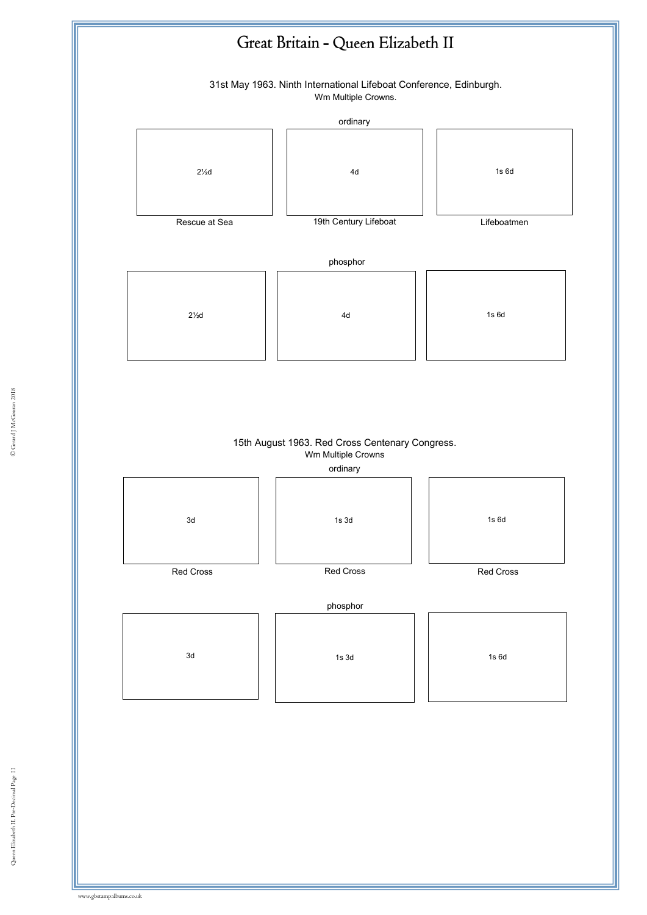# Great Britain - Queen Elizabeth II

31st May 1963. Ninth International Lifeboat Conference, Edinburgh.

Wm Multiple Crowns.

ordinary

| 2½d | 4d | 1s 6d |
|---|---|---|
| Rescue at Sea | 19th Century Lifeboat | Lifeboatmen |

phosphor

| 2½d | 4d | 1s 6d |
|---|---|---|

15th August 1963. Red Cross Centenary Congress.

Wm Multiple Crowns

ordinary

| 3d | 1s 3d | 1s 6d |
|---|---|---|
| Red Cross | Red Cross | Red Cross |

phosphor

| 3d | 1s 3d | 1s 6d |
|---|---|---|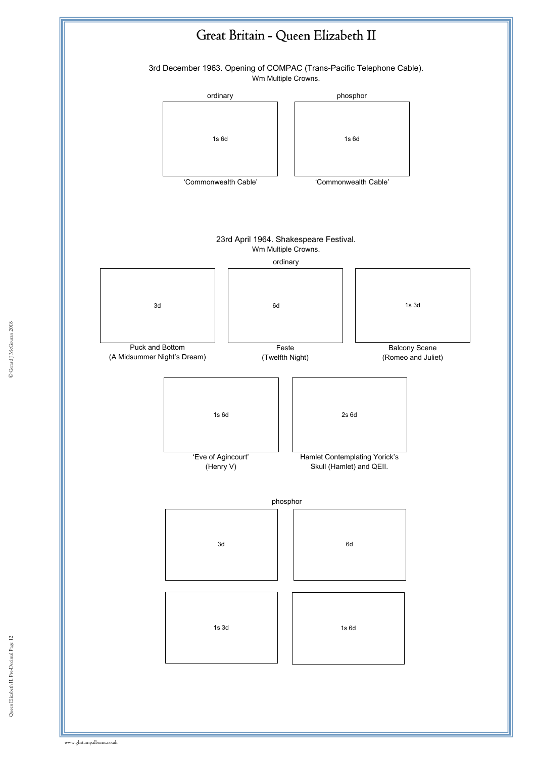# Great Britain - Queen Elizabeth II

3rd December 1963. Opening of COMPAC (Trans-Pacific Telephone Cable).
Wm Multiple Crowns.

ordinary

1s 6d

'Commonwealth Cable'

phosphor

1s 6d

'Commonwealth Cable'

23rd April 1964. Shakespeare Festival.
Wm Multiple Crowns.

ordinary

3d

Puck and Bottom
(A Midsummer Night's Dream)

6d

Feste
(Twelfth Night)

1s 3d

Balcony Scene
(Romeo and Juliet)

1s 6d

'Eve of Agincourt'
(Henry V)

2s 6d

Hamlet Contemplating Yorick's Skull (Hamlet) and QEII.

phosphor

3d

6d

1s 3d

1s 6d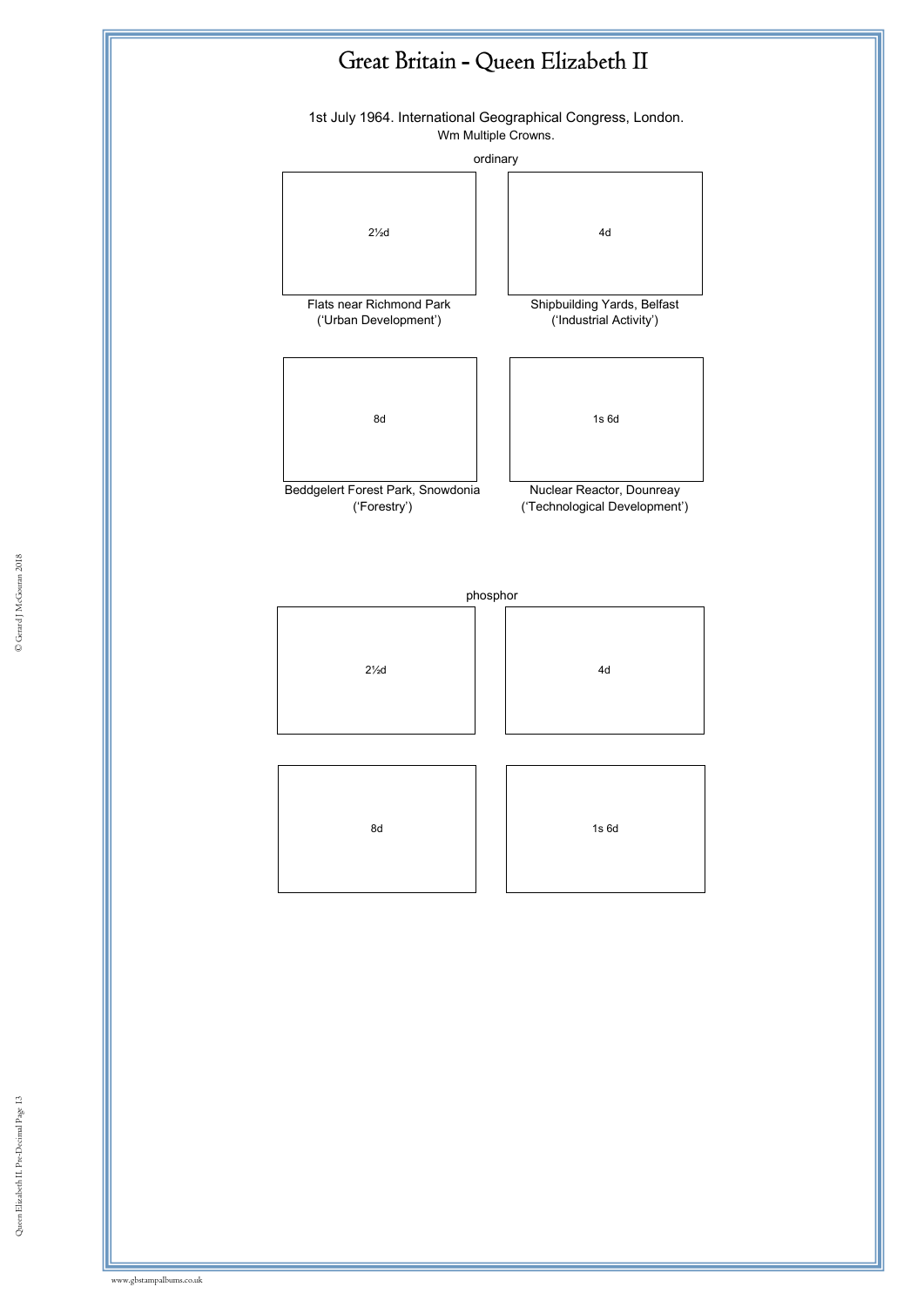# Great Britain - Queen Elizabeth II

1st July 1964. International Geographical Congress, London.
Wm Multiple Crowns.

ordinary

2½d

Flats near Richmond Park
('Urban Development')

4d

Shipbuilding Yards, Belfast
('Industrial Activity')

8d

Beddgelert Forest Park, Snowdonia
('Forestry')

1s 6d

Nuclear Reactor, Dounreay
('Technological Development')

phosphor

2½d

4d

8d

1s 6d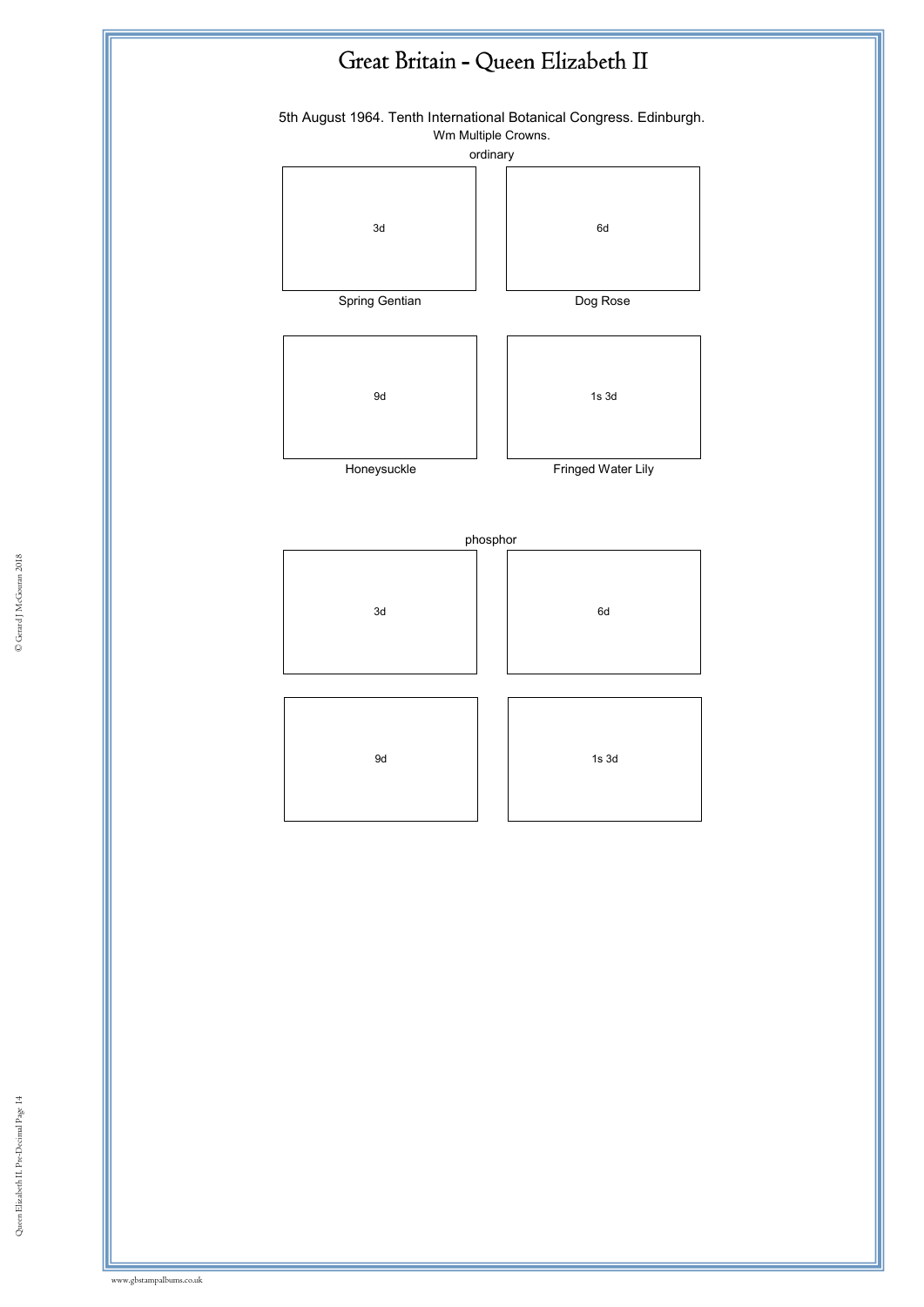# Great Britain - Queen Elizabeth II

5th August 1964. Tenth International Botanical Congress. Edinburgh.

Wm Multiple Crowns.

ordinary

| 3d | 6d |
|---|---|
| Spring Gentian | Dog Rose |
| 9d | 1s 3d |
| Honeysuckle | Fringed Water Lily |

phosphor

| 3d | 6d |
|---|---|
| 9d | 1s 3d |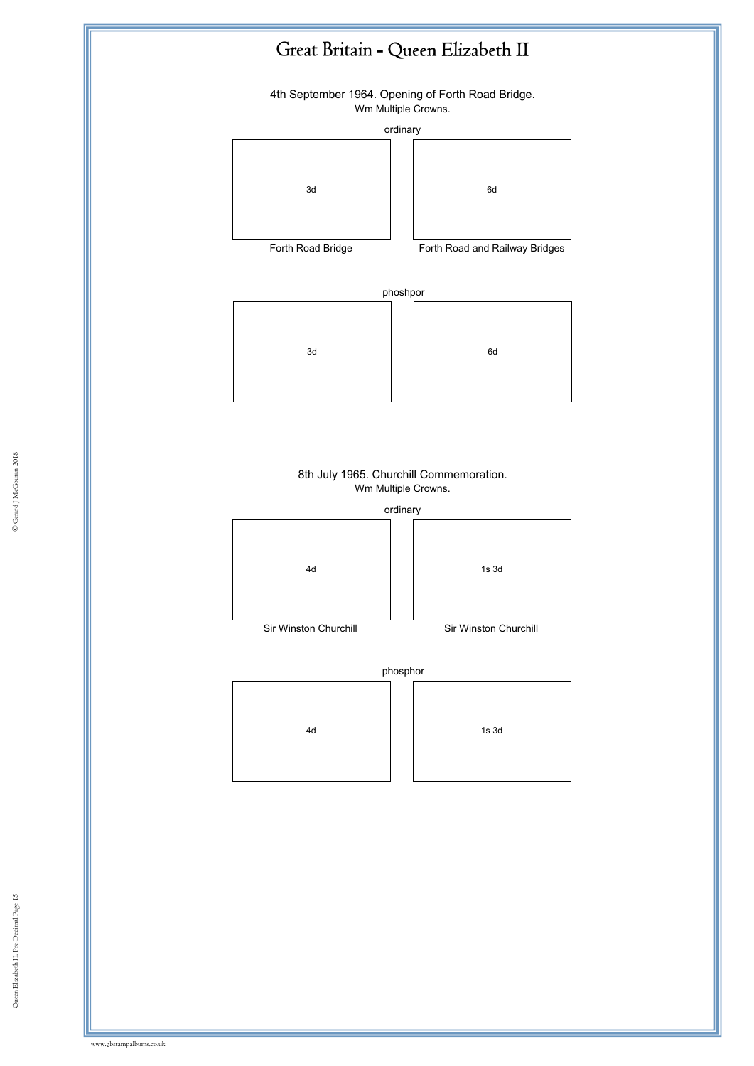# Great Britain - Queen Elizabeth II

4th September 1964. Opening of Forth Road Bridge.

Wm Multiple Crowns.

ordinary

| 3d | 6d |
| --- | --- |
| Forth Road Bridge | Forth Road and Railway Bridges |

phoshpor

| 3d | 6d |
| --- | --- |

8th July 1965. Churchill Commemoration.

Wm Multiple Crowns.

ordinary

| 4d | 1s 3d |
| --- | --- |
| Sir Winston Churchill | Sir Winston Churchill |

phosphor

| 4d | 1s 3d |
| --- | --- |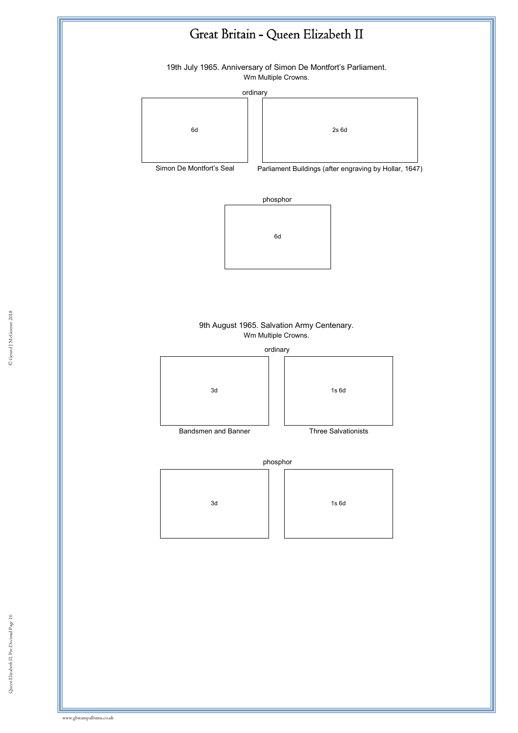# Great Britain - Queen Elizabeth II

19th July 1965. Anniversary of Simon De Montfort's Parliament.
Wm Multiple Crowns.

ordinary

6d

Simon De Montfort's Seal

2s 6d

Parliament Buildings (after engraving by Hollar, 1647)

phosphor

6d

9th August 1965. Salvation Army Centenary.
Wm Multiple Crowns.

ordinary

3d

Bandsmen and Banner

1s 6d

Three Salvationists

phosphor

3d

1s 6d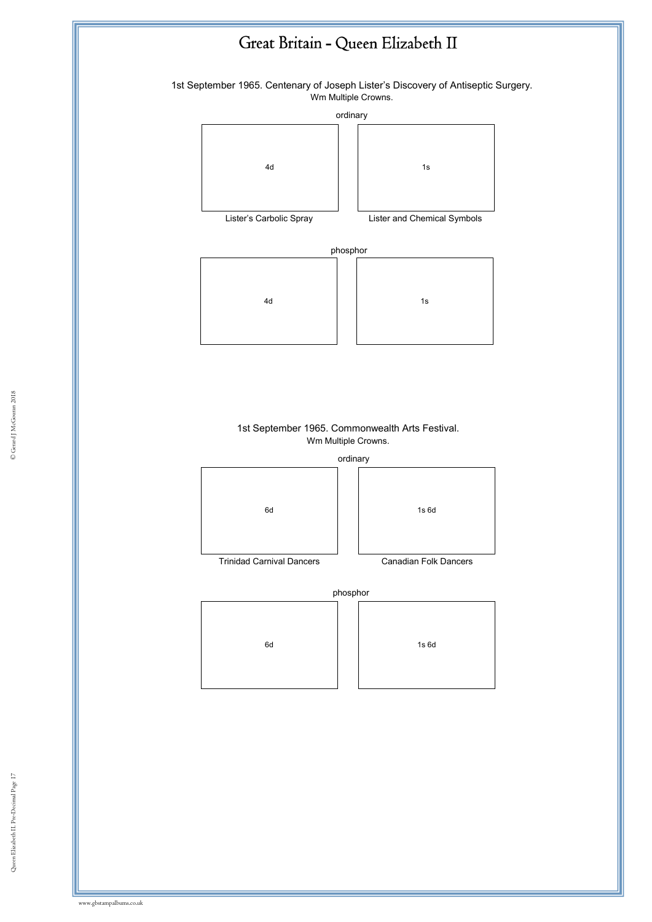# Great Britain - Queen Elizabeth II

1st September 1965. Centenary of Joseph Lister's Discovery of Antiseptic Surgery.
Wm Multiple Crowns.

ordinary

| 4d | 1s |
|---|---|
| Lister's Carbolic Spray | Lister and Chemical Symbols |

phosphor

| 4d | 1s |
|---|---|

1st September 1965. Commonwealth Arts Festival.
Wm Multiple Crowns.

ordinary

| 6d | 1s 6d |
|---|---|
| Trinidad Carnival Dancers | Canadian Folk Dancers |

phosphor

| 6d | 1s 6d |
|---|---|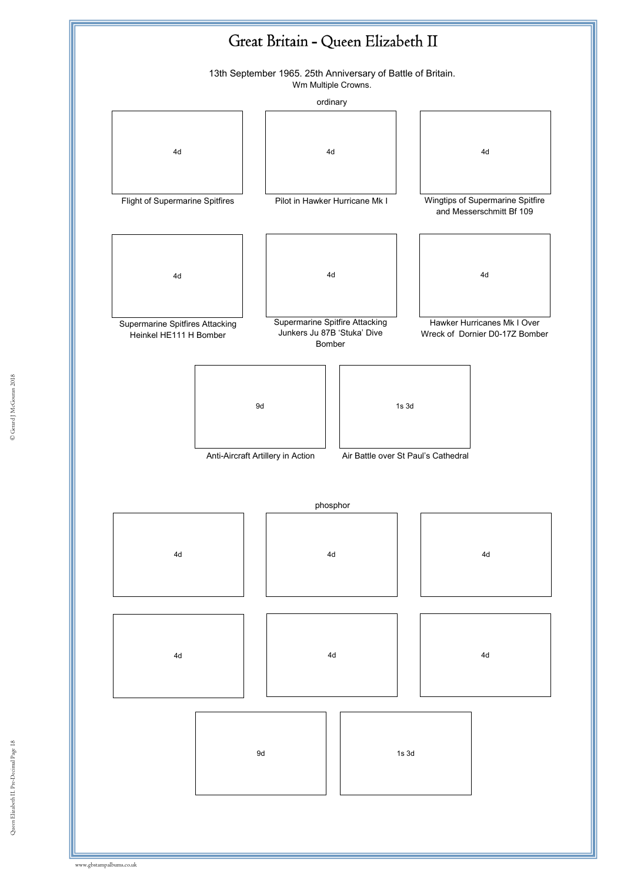# Great Britain - Queen Elizabeth II

13th September 1965. 25th Anniversary of Battle of Britain.

Wm Multiple Crowns.

ordinary

4d

Flight of Supermarine Spitfires

4d

Pilot in Hawker Hurricane Mk I

4d

Wingtips of Supermarine Spitfire and Messerschmitt Bf 109

4d

Supermarine Spitfires Attacking Heinkel HE111 H Bomber

4d

Supermarine Spitfire Attacking Junkers Ju 87B 'Stuka' Dive Bomber

4d

Hawker Hurricanes Mk I Over Wreck of Dornier D0-17Z Bomber

9d

Anti-Aircraft Artillery in Action

1s 3d

Air Battle over St Paul's Cathedral

phosphor

4d

4d

4d

4d

4d

4d

9d

1s 3d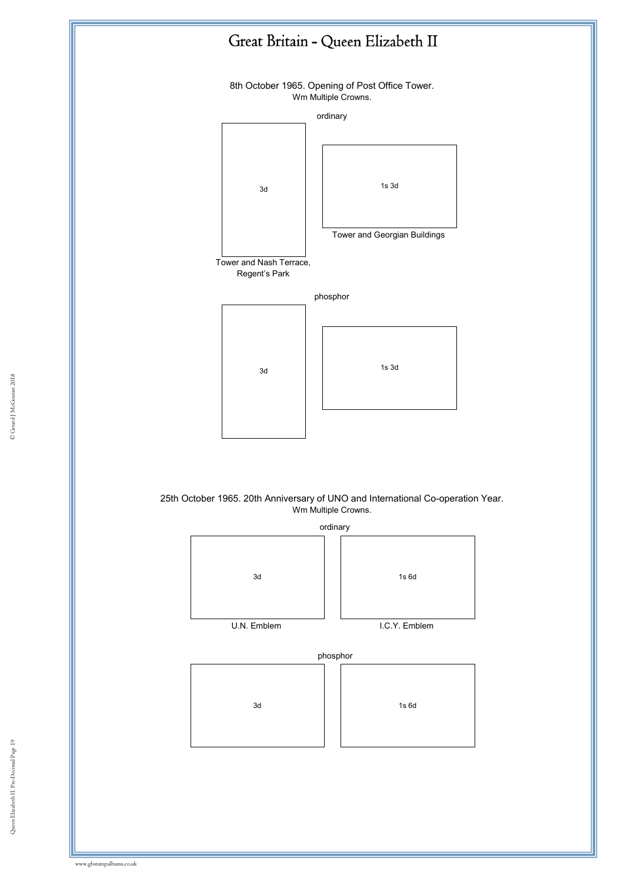# Great Britain - Queen Elizabeth II

8th October 1965. Opening of Post Office Tower.
Wm Multiple Crowns.

ordinary

3d

1s 3d

Tower and Georgian Buildings

Tower and Nash Terrace, Regent's Park

phosphor

3d

1s 3d

25th October 1965. 20th Anniversary of UNO and International Co-operation Year.
Wm Multiple Crowns.

ordinary

3d

1s 6d

U.N. Emblem

I.C.Y. Emblem

phosphor

3d

1s 6d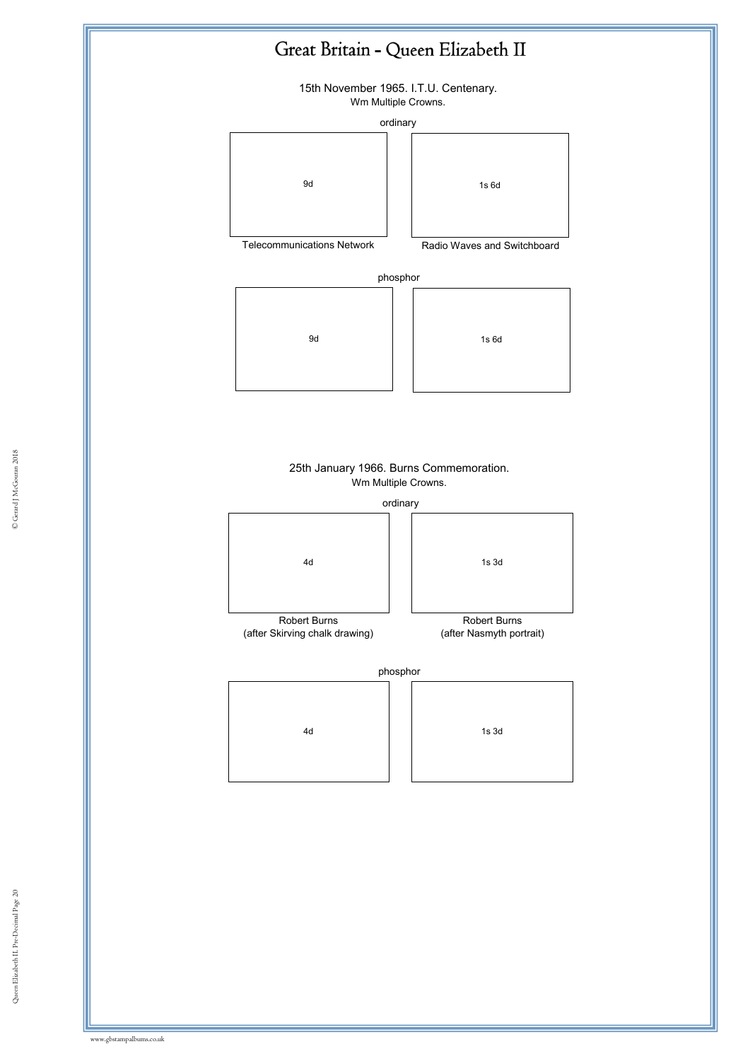# Great Britain - Queen Elizabeth II

## 15th November 1965. I.T.U. Centenary.

Wm Multiple Crowns.

ordinary

9d

Telecommunications Network

1s 6d

Radio Waves and Switchboard

phosphor

9d

1s 6d

## 25th January 1966. Burns Commemoration.

Wm Multiple Crowns.

ordinary

4d

Robert Burns
(after Skirving chalk drawing)

1s 3d

Robert Burns
(after Nasmyth portrait)

phosphor

4d

1s 3d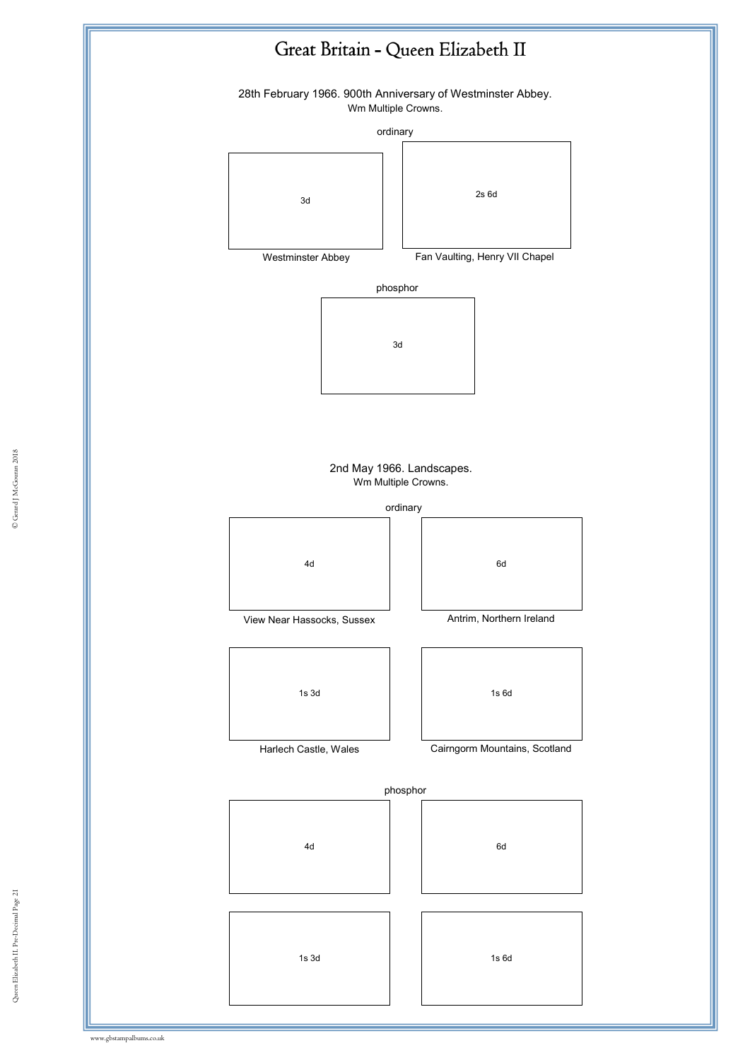# Great Britain - Queen Elizabeth II

28th February 1966. 900th Anniversary of Westminster Abbey.
Wm Multiple Crowns.

ordinary

3d
Westminster Abbey

2s 6d
Fan Vaulting, Henry VII Chapel

phosphor

3d

2nd May 1966. Landscapes.
Wm Multiple Crowns.

ordinary

4d
View Near Hassocks, Sussex

6d
Antrim, Northern Ireland

1s 3d
Harlech Castle, Wales

1s 6d
Cairngorm Mountains, Scotland

phosphor

4d

6d

1s 3d

1s 6d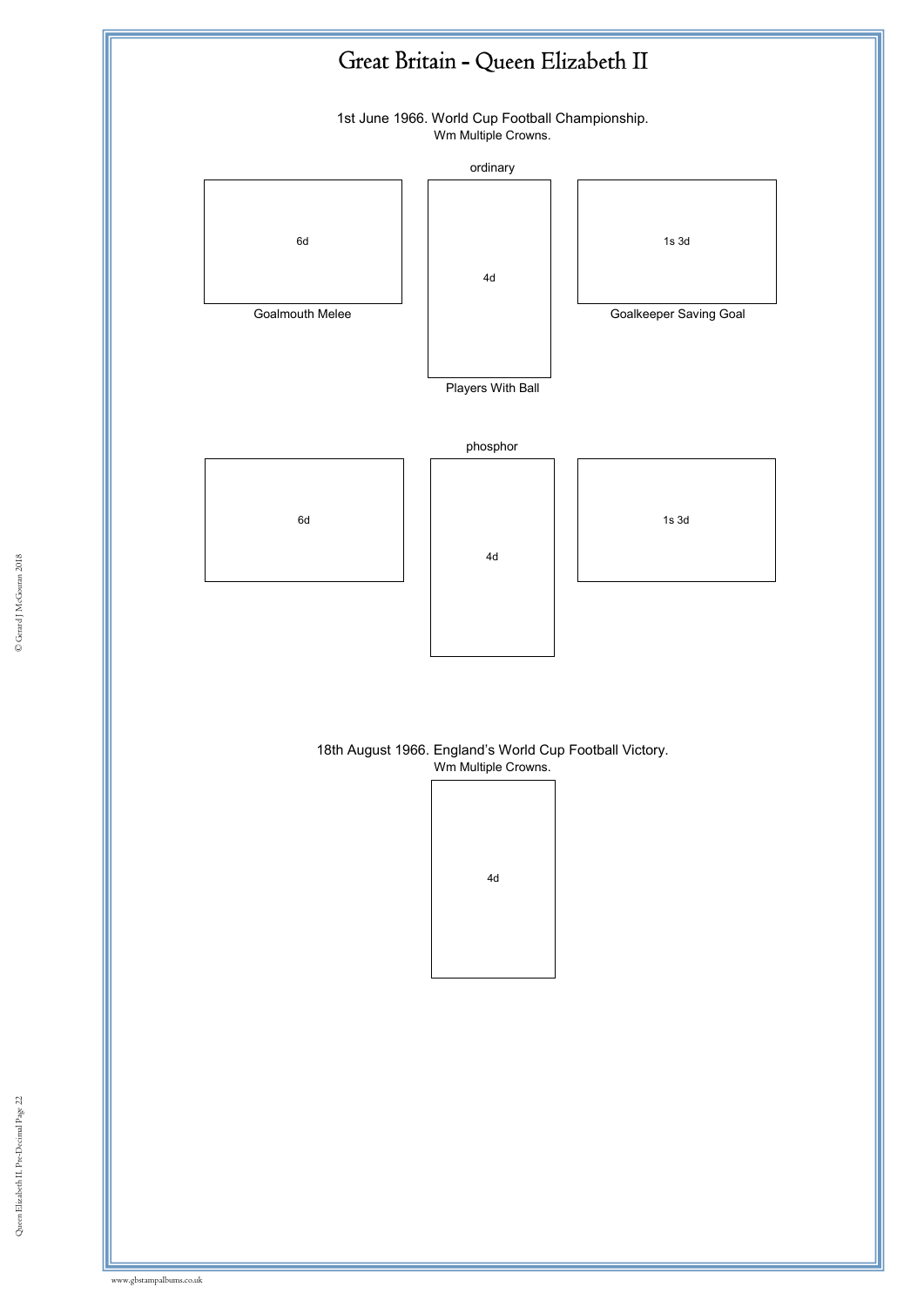# Great Britain - Queen Elizabeth II

1st June 1966. World Cup Football Championship.
Wm Multiple Crowns.

ordinary

6d

Goalmouth Melee

4d

Players With Ball

1s 3d

Goalkeeper Saving Goal

phosphor

6d

4d

1s 3d

18th August 1966. England's World Cup Football Victory.
Wm Multiple Crowns.

4d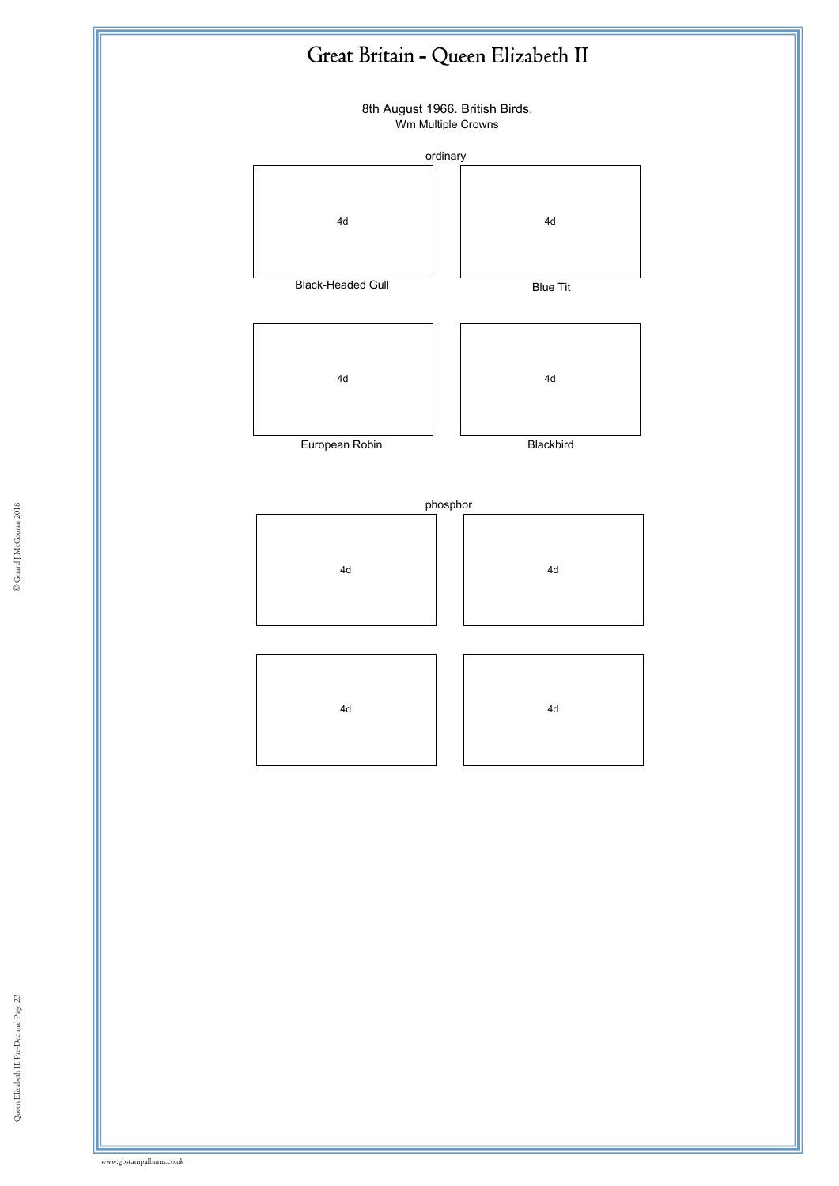# Great Britain - Queen Elizabeth II

8th August 1966. British Birds.
Wm Multiple Crowns

ordinary

| 4d | 4d |
|---|---|
| Black-Headed Gull | Blue Tit |
| 4d | 4d |
| European Robin | Blackbird |

phosphor

| 4d | 4d |
|---|---|
| 4d | 4d |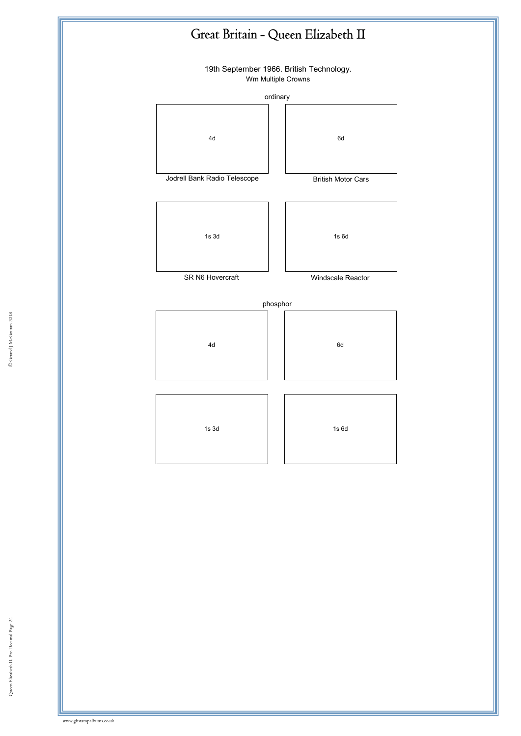# Great Britain - Queen Elizabeth II

19th September 1966. British Technology.

Wm Multiple Crowns

ordinary

| 4d | 6d |
|---|---|
| Jodrell Bank Radio Telescope | British Motor Cars |

| 1s 3d | 1s 6d |
|---|---|
| SR N6 Hovercraft | Windscale Reactor |

phosphor

| 4d | 6d |
|---|---|
| 1s 3d | 1s 6d |

www.gbstampalbums.co.uk

© Gerard J McGouran 2018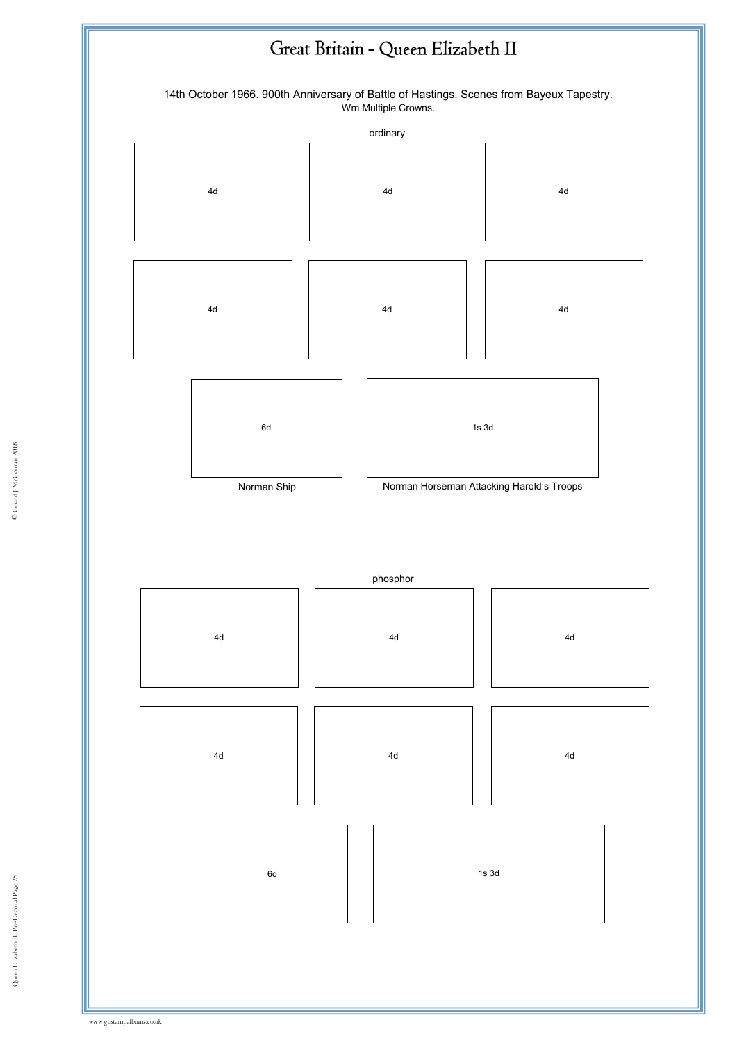# Great Britain - Queen Elizabeth II

14th October 1966. 900th Anniversary of Battle of Hastings. Scenes from Bayeux Tapestry.

Wm Multiple Crowns.

ordinary

4d

4d

4d

4d

4d

4d

6d

Norman Ship

1s 3d

Norman Horseman Attacking Harold's Troops

phosphor

4d

4d

4d

4d

4d

4d

6d

1s 3d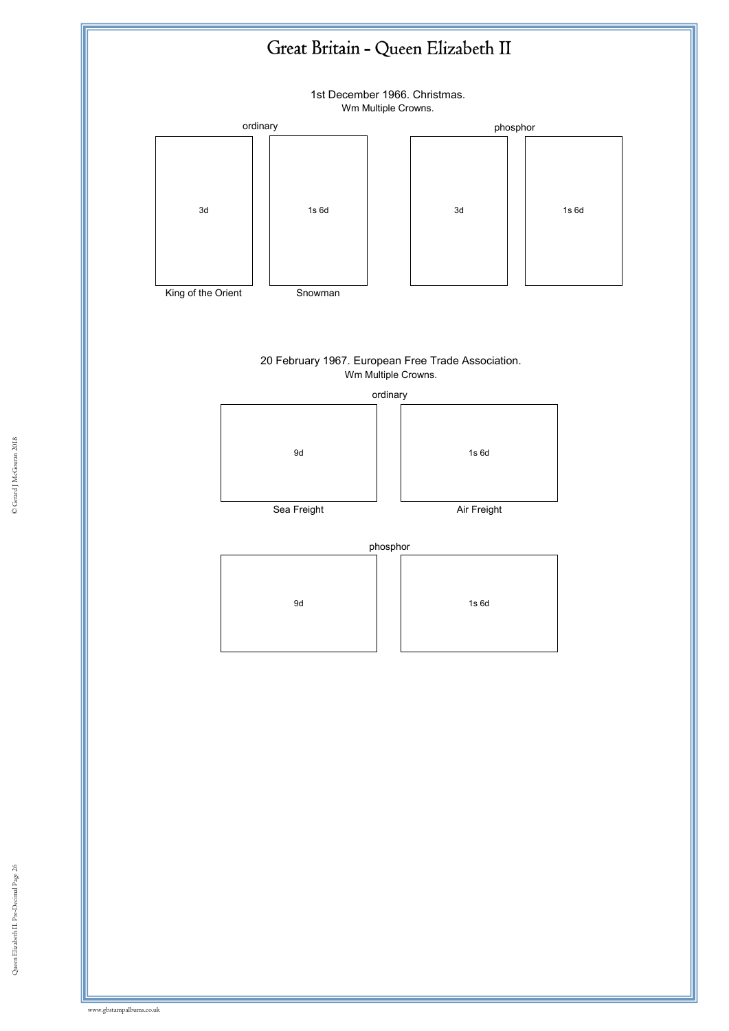# Great Britain - Queen Elizabeth II

1st December 1966. Christmas.
Wm Multiple Crowns.

ordinary

| 3d | 1s 6d |
|---|---|
| King of the Orient | Snowman |

phosphor

| 3d | 1s 6d |
|---|---|

20 February 1967. European Free Trade Association.
Wm Multiple Crowns.

ordinary

| 9d | 1s 6d |
|---|---|
| Sea Freight | Air Freight |

phosphor

| 9d | 1s 6d |
|---|---|

© Gerard J McGouran 2018

www.gbstampalbums.co.uk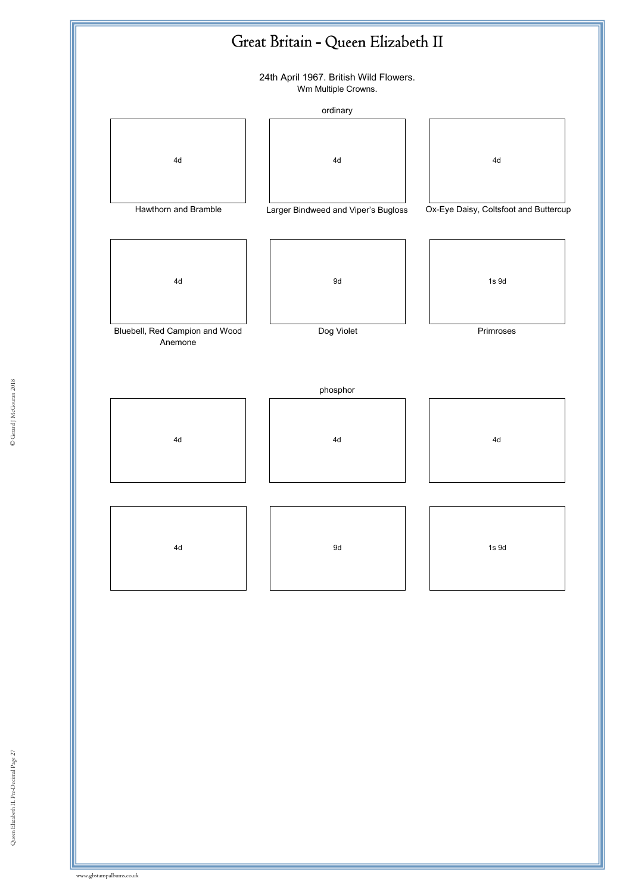# Great Britain - Queen Elizabeth II

24th April 1967. British Wild Flowers.
Wm Multiple Crowns.

ordinary

| 4d | 4d | 4d |
|---|---|---|
| Hawthorn and Bramble | Larger Bindweed and Viper's Bugloss | Ox-Eye Daisy, Coltsfoot and Buttercup |

| 4d | 9d | 1s 9d |
|---|---|---|
| Bluebell, Red Campion and Wood Anemone | Dog Violet | Primroses |

phosphor

| 4d | 4d | 4d |
|---|---|---|

| 4d | 9d | 1s 9d |
|---|---|---|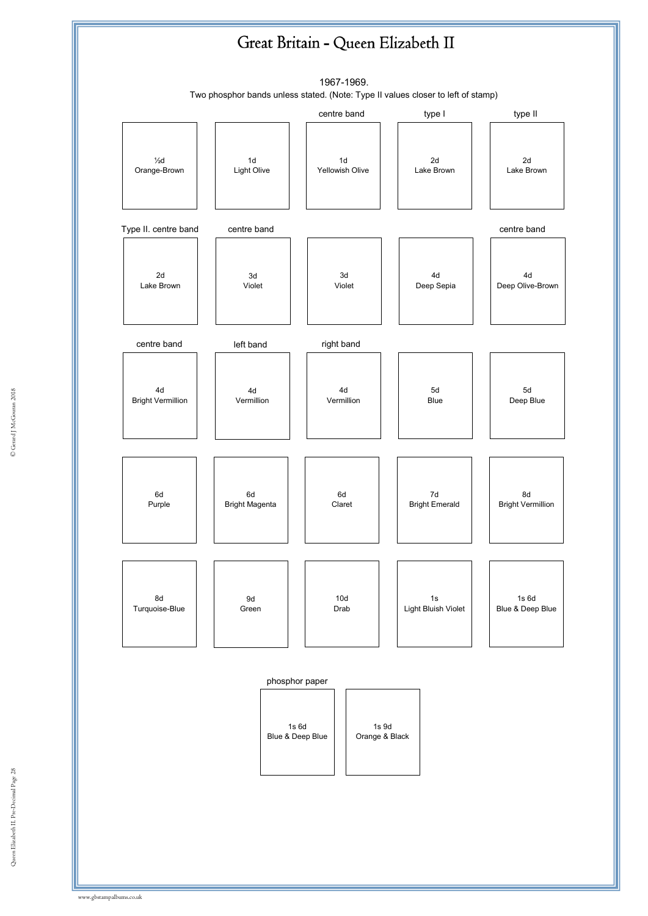# Great Britain - Queen Elizabeth II

1967-1969.

Two phosphor bands unless stated. (Note: Type II values closer to left of stamp)

| | | centre band | type I | type II |
|---|---|---|---|---|
| ½d Orange-Brown | 1d Light Olive | 1d Yellowish Olive | 2d Lake Brown | 2d Lake Brown |

| Type II. centre band | centre band | | | centre band |
|---|---|---|---|---|
| 2d Lake Brown | 3d Violet | 3d Violet | 4d Deep Sepia | 4d Deep Olive-Brown |

| centre band | left band | right band | | |
|---|---|---|---|---|
| 4d Bright Vermillion | 4d Vermillion | 4d Vermillion | 5d Blue | 5d Deep Blue |

| | | | | |
|---|---|---|---|---|
| 6d Purple | 6d Bright Magenta | 6d Claret | 7d Bright Emerald | 8d Bright Vermillion |
| 8d Turquoise-Blue | 9d Green | 10d Drab | 1s Light Bluish Violet | 1s 6d Blue & Deep Blue |

| phosphor paper | |
|---|---|
| 1s 6d Blue & Deep Blue | 1s 9d Orange & Black |

© Gerard J McGouran 2018

www.gbstampalbums.co.uk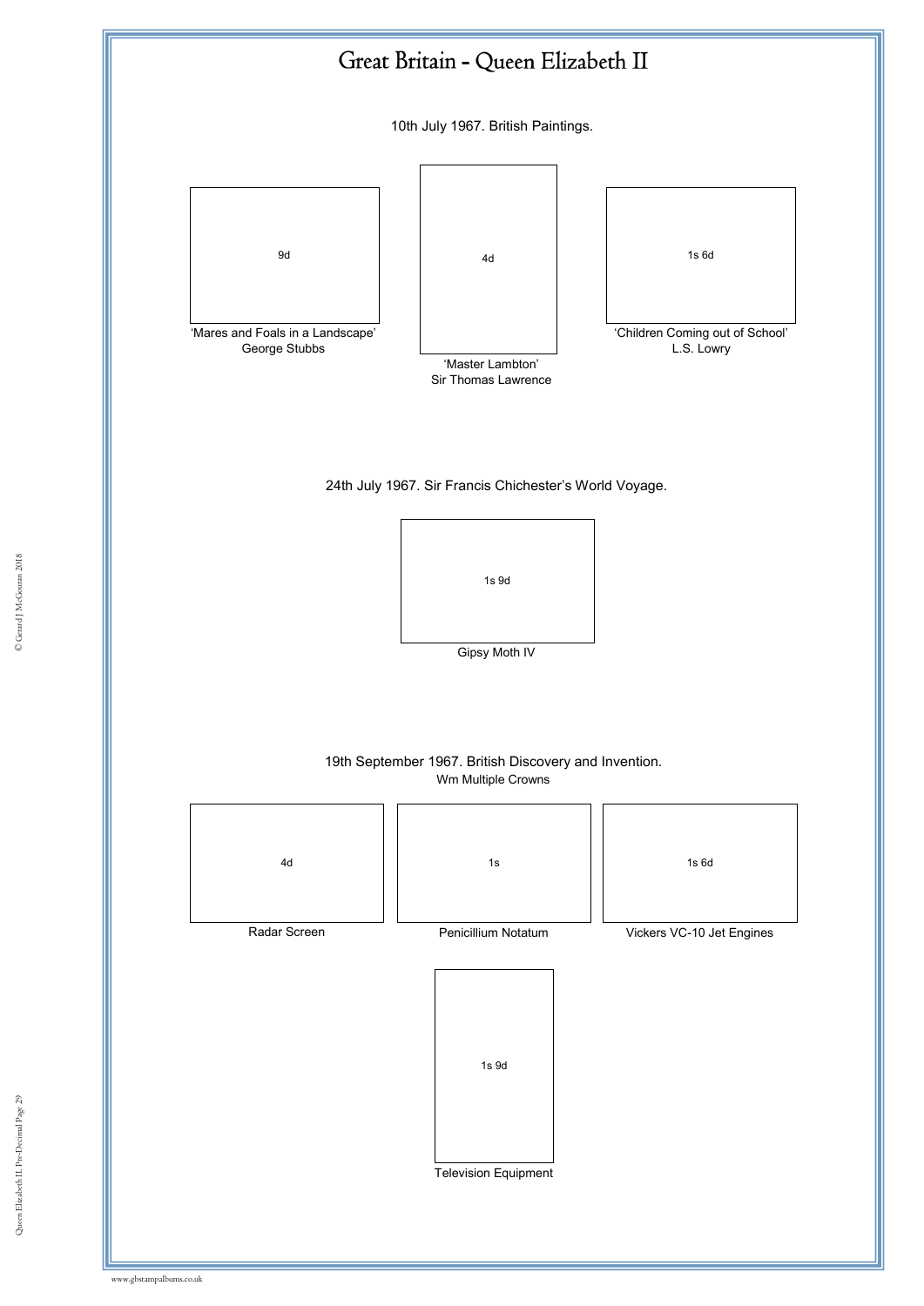# Great Britain - Queen Elizabeth II

10th July 1967. British Paintings.

9d

'Mares and Foals in a Landscape'
George Stubbs

4d

'Master Lambton'
Sir Thomas Lawrence

1s 6d

'Children Coming out of School'
L.S. Lowry

24th July 1967. Sir Francis Chichester's World Voyage.

1s 9d

Gipsy Moth IV

19th September 1967. British Discovery and Invention.
Wm Multiple Crowns

4d

Radar Screen

1s

Penicillium Notatum

1s 6d

Vickers VC-10 Jet Engines

1s 9d

Television Equipment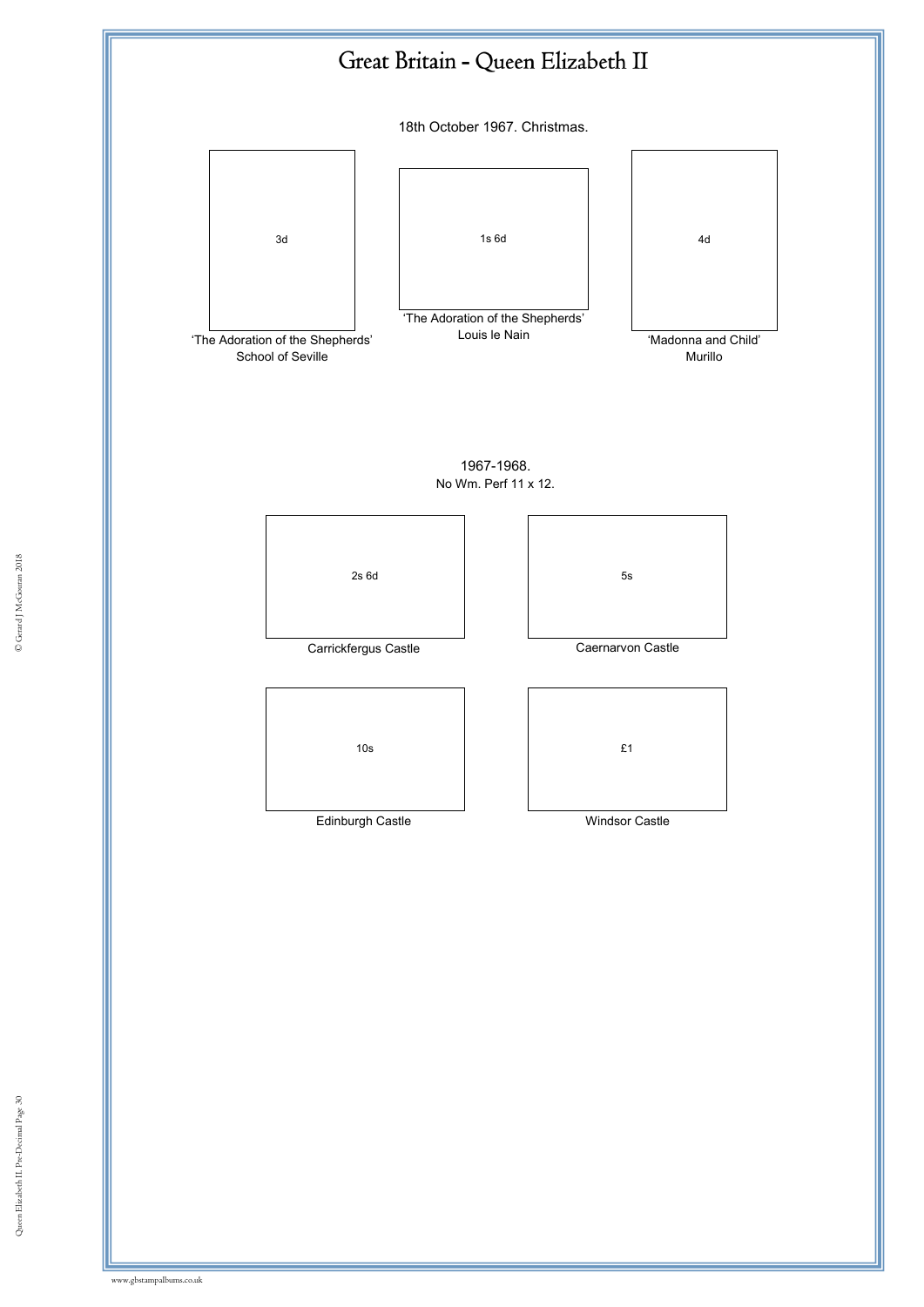# Great Britain - Queen Elizabeth II

18th October 1967. Christmas.

3d

'The Adoration of the Shepherds'
School of Seville

1s 6d

'The Adoration of the Shepherds'
Louis le Nain

4d

'Madonna and Child'
Murillo

1967-1968.
No Wm. Perf 11 x 12.

2s 6d

Carrickfergus Castle

5s

Caernarvon Castle

10s

Edinburgh Castle

£1

Windsor Castle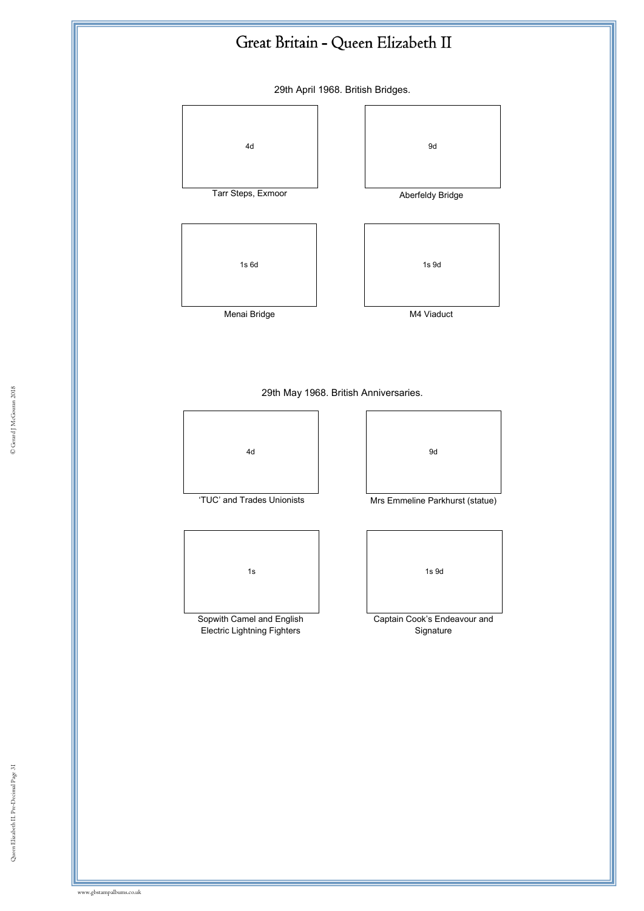# Great Britain - Queen Elizabeth II

29th April 1968. British Bridges.

4d

Tarr Steps, Exmoor

9d

Aberfeldy Bridge

1s 6d

Menai Bridge

1s 9d

M4 Viaduct

29th May 1968. British Anniversaries.

4d

'TUC' and Trades Unionists

9d

Mrs Emmeline Parkhurst (statue)

1s

Sopwith Camel and English Electric Lightning Fighters

1s 9d

Captain Cook's Endeavour and Signature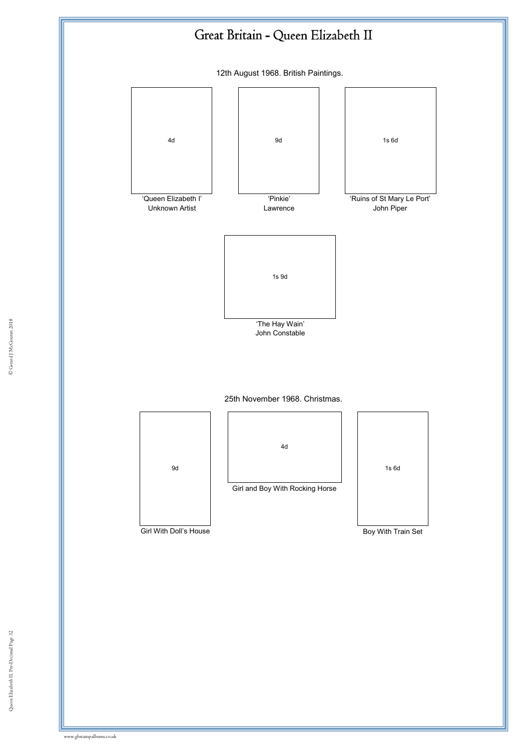# Great Britain - Queen Elizabeth II

12th August 1968. British Paintings.

4d

'Queen Elizabeth I'
Unknown Artist

9d

'Pinkie'
Lawrence

1s 6d

'Ruins of St Mary Le Port'
John Piper

1s 9d

'The Hay Wain'
John Constable

25th November 1968. Christmas.

9d

Girl With Doll's House

4d

Girl and Boy With Rocking Horse

1s 6d

Boy With Train Set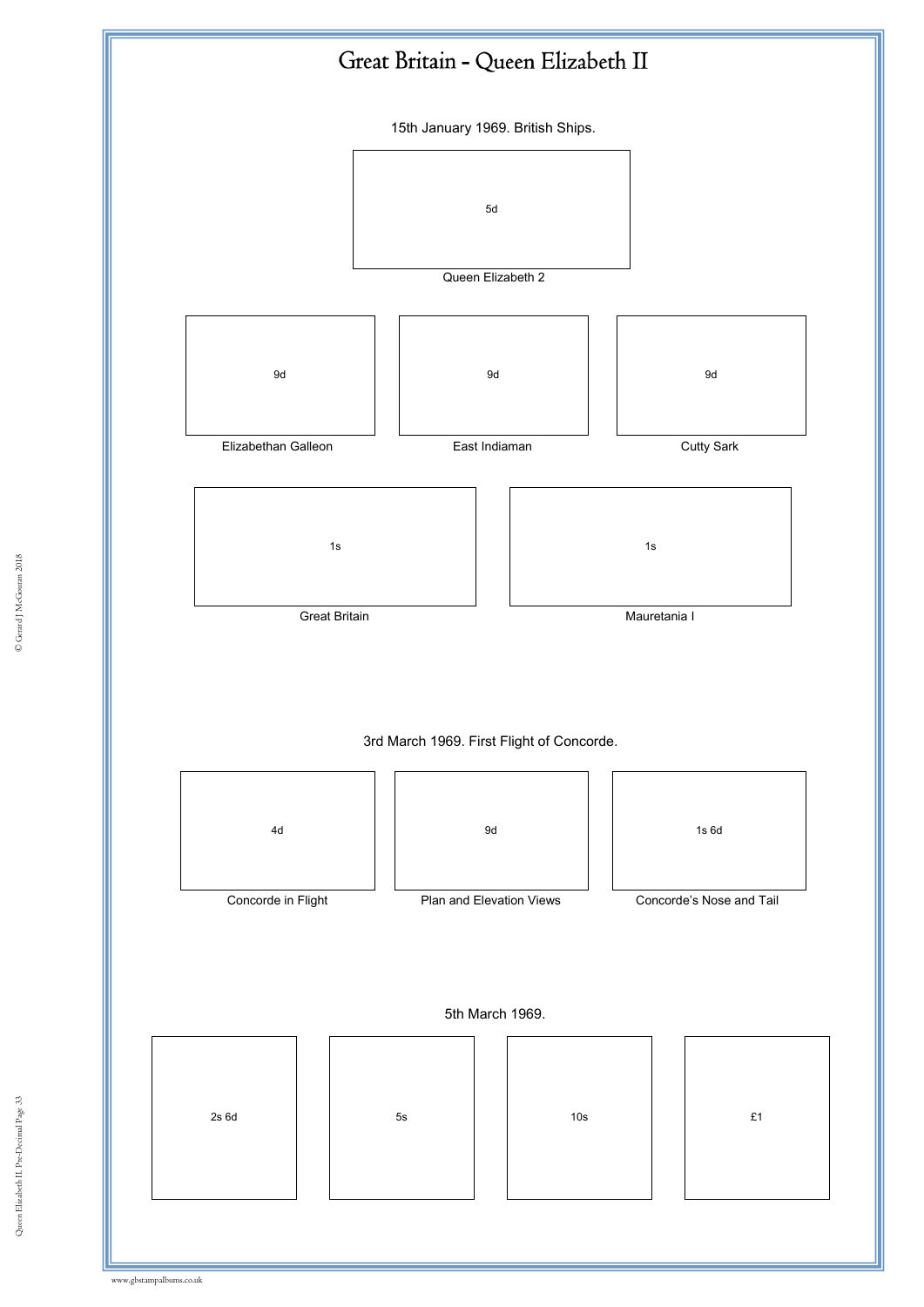# Great Britain - Queen Elizabeth II

15th January 1969. British Ships.

5d

Queen Elizabeth 2

9d

Elizabethan Galleon

9d

East Indiaman

9d

Cutty Sark

1s

Great Britain

1s

Mauretania I

3rd March 1969. First Flight of Concorde.

4d

Concorde in Flight

9d

Plan and Elevation Views

1s 6d

Concorde's Nose and Tail

5th March 1969.

2s 6d

5s

10s

£1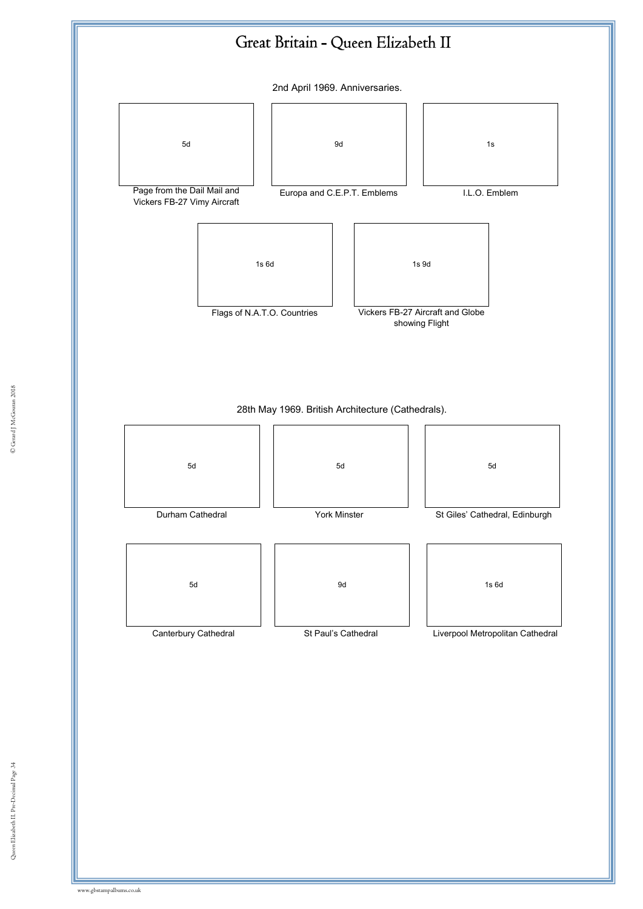# Great Britain - Queen Elizabeth II

2nd April 1969. Anniversaries.

5d

Page from the Dail Mail and Vickers FB-27 Vimy Aircraft

9d

Europa and C.E.P.T. Emblems

1s

I.L.O. Emblem

1s 6d

Flags of N.A.T.O. Countries

1s 9d

Vickers FB-27 Aircraft and Globe showing Flight

28th May 1969. British Architecture (Cathedrals).

5d

Durham Cathedral

5d

York Minster

5d

St Giles' Cathedral, Edinburgh

5d

Canterbury Cathedral

9d

St Paul's Cathedral

1s 6d

Liverpool Metropolitan Cathedral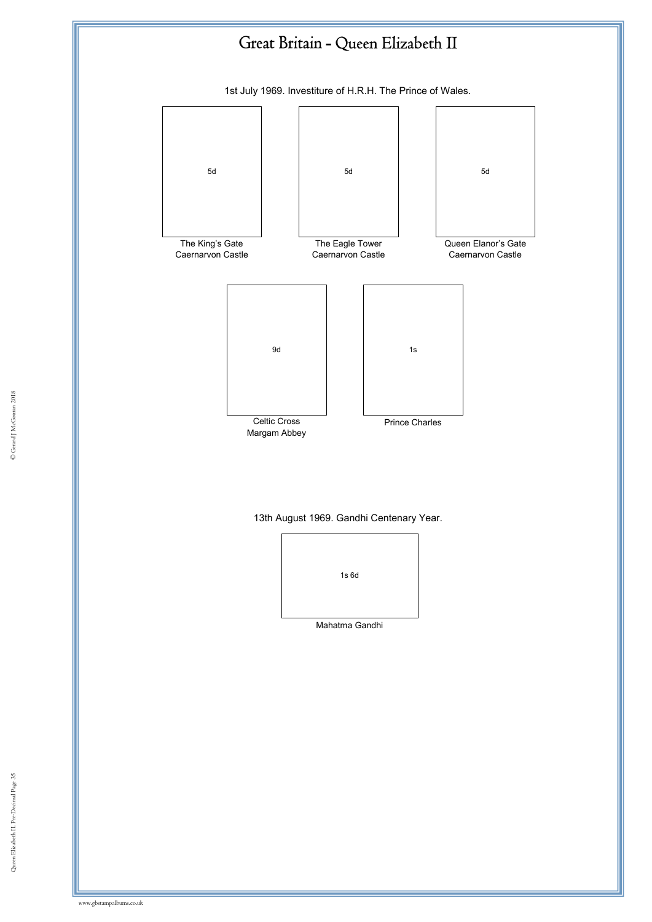# Great Britain - Queen Elizabeth II

1st July 1969. Investiture of H.R.H. The Prince of Wales.

5d

The King's Gate
Caernarvon Castle

5d

The Eagle Tower
Caernarvon Castle

5d

Queen Elanor's Gate
Caernarvon Castle

9d

Celtic Cross
Margam Abbey

1s

Prince Charles

13th August 1969. Gandhi Centenary Year.

1s 6d

Mahatma Gandhi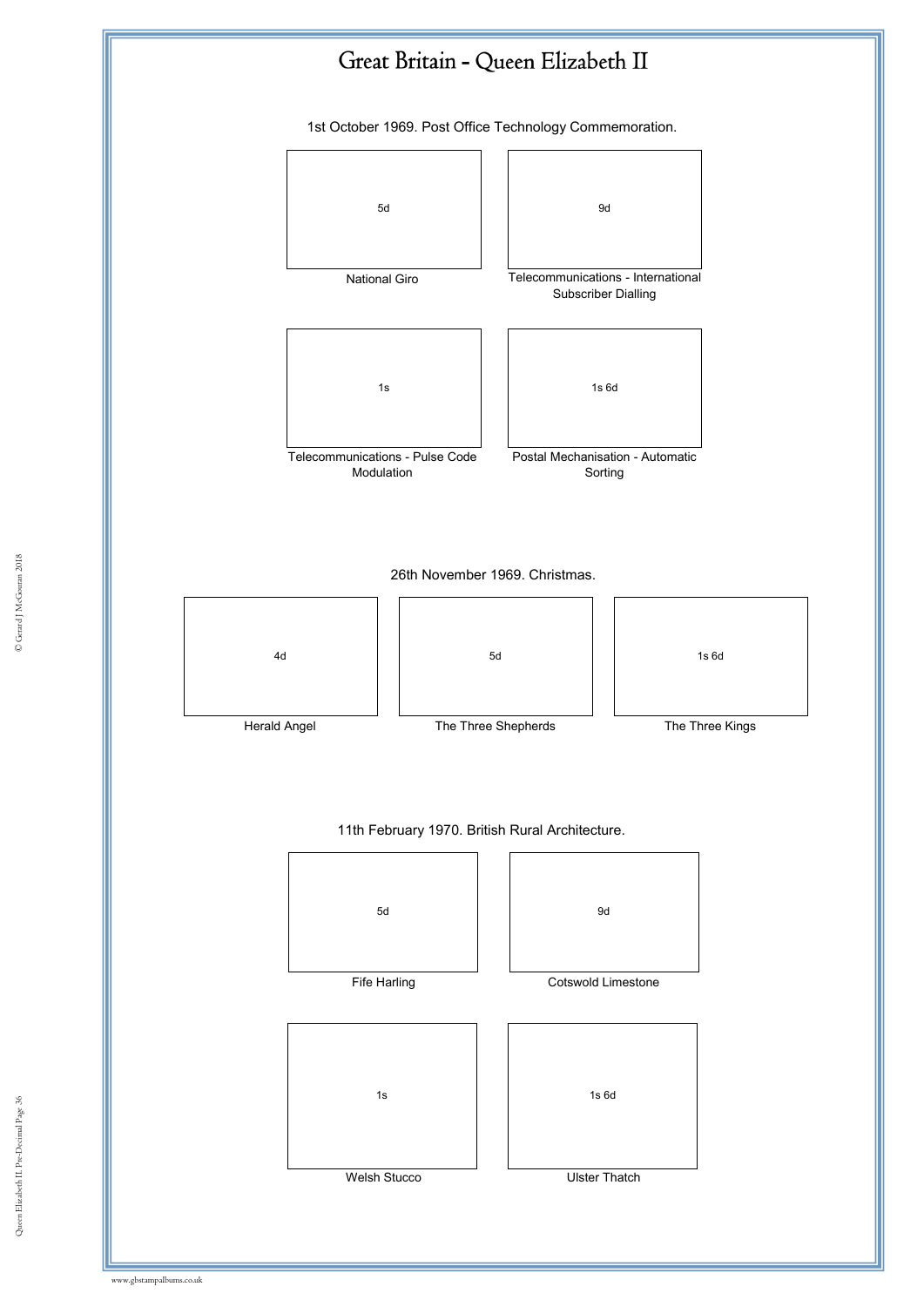# Great Britain - Queen Elizabeth II

1st October 1969. Post Office Technology Commemoration.

5d

National Giro

9d

Telecommunications - International Subscriber Dialling

1s

Telecommunications - Pulse Code Modulation

1s 6d

Postal Mechanisation - Automatic Sorting

26th November 1969. Christmas.

4d

Herald Angel

5d

The Three Shepherds

1s 6d

The Three Kings

11th February 1970. British Rural Architecture.

5d

Fife Harling

9d

Cotswold Limestone

1s

Welsh Stucco

1s 6d

Ulster Thatch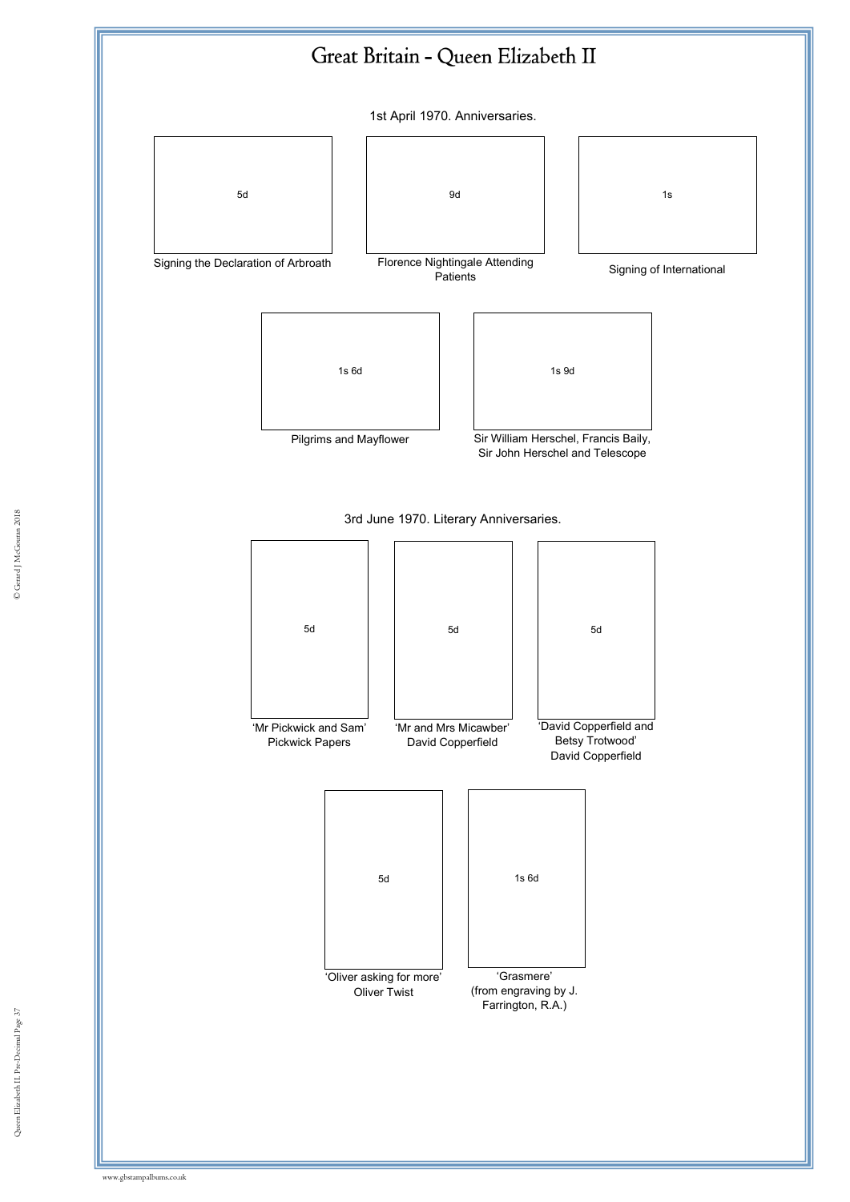# Great Britain - Queen Elizabeth II

1st April 1970. Anniversaries.

5d

Signing the Declaration of Arbroath

9d

Florence Nightingale Attending Patients

1s

Signing of International

1s 6d

Pilgrims and Mayflower

1s 9d

Sir William Herschel, Francis Baily, Sir John Herschel and Telescope

3rd June 1970. Literary Anniversaries.

5d

'Mr Pickwick and Sam'
Pickwick Papers

5d

'Mr and Mrs Micawber'
David Copperfield

5d

'David Copperfield and Betsy Trotwood'
David Copperfield

5d

'Oliver asking for more'
Oliver Twist

1s 6d

'Grasmere'
(from engraving by J. Farrington, R.A.)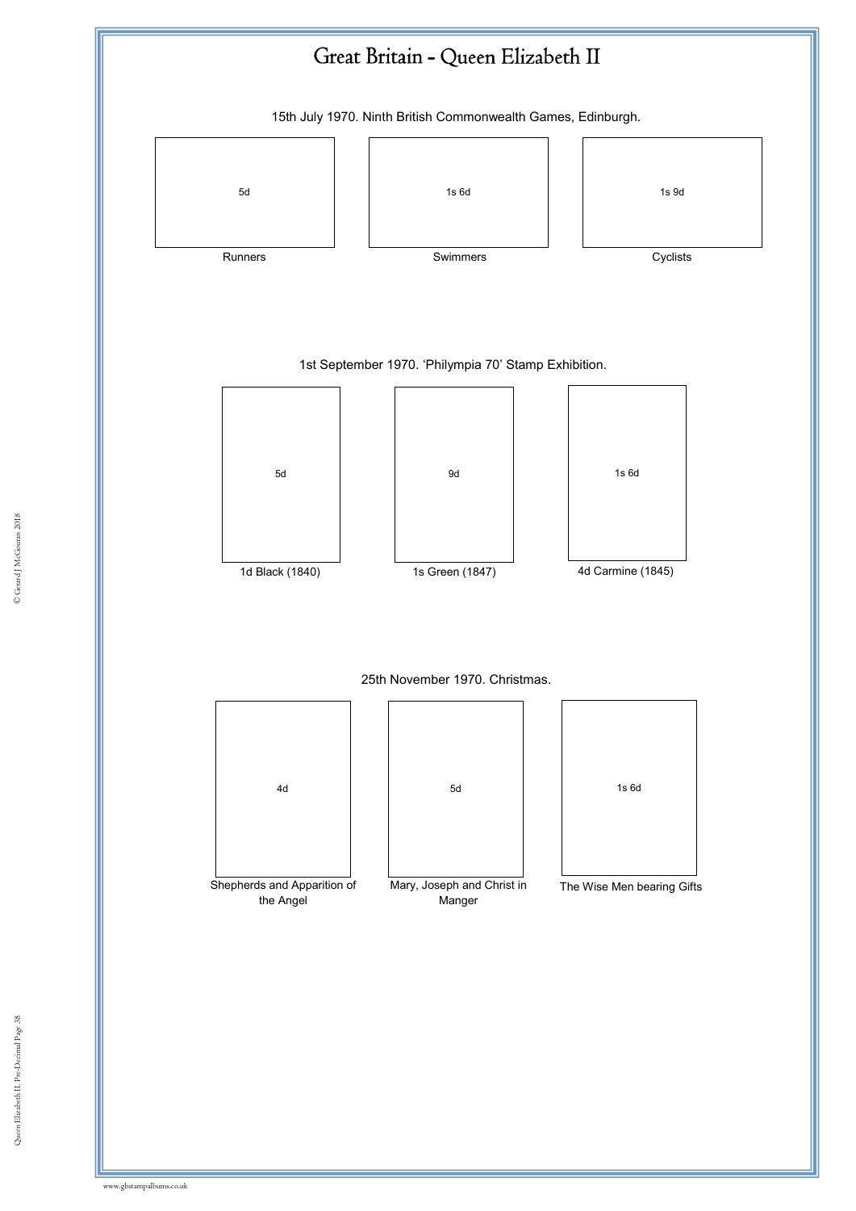# Great Britain - Queen Elizabeth II

15th July 1970. Ninth British Commonwealth Games, Edinburgh.

5d

Runners

1s 6d

Swimmers

1s 9d

Cyclists

1st September 1970. 'Philympia 70' Stamp Exhibition.

5d

1d Black (1840)

9d

1s Green (1847)

1s 6d

4d Carmine (1845)

25th November 1970. Christmas.

4d

Shepherds and Apparition of the Angel

5d

Mary, Joseph and Christ in Manger

1s 6d

The Wise Men bearing Gifts